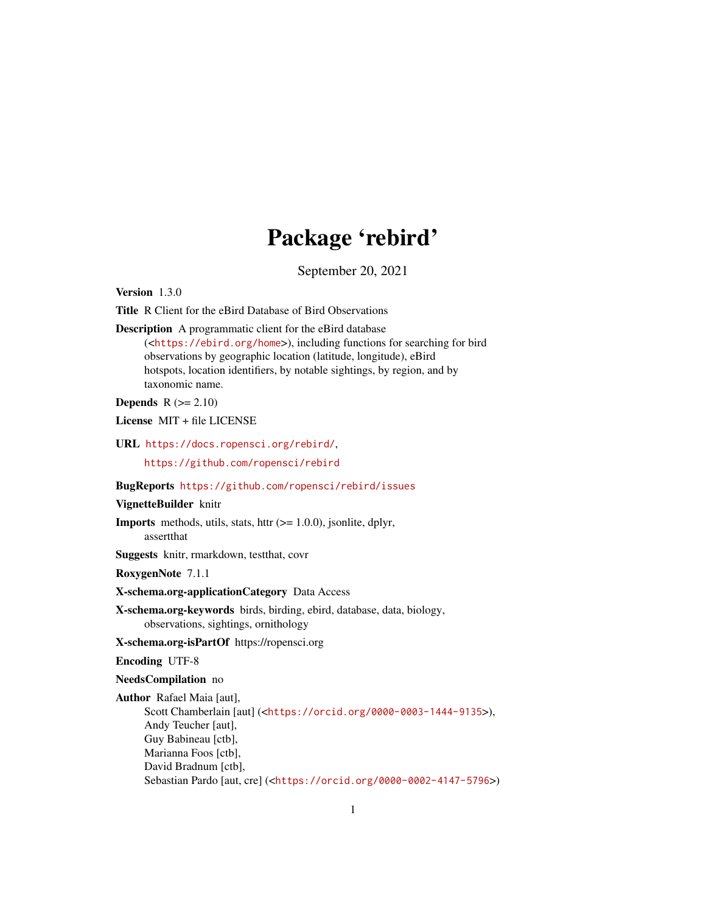# Package 'rebird'

September 20, 2021

**Version** 1.3.0

**Title** R Client for the eBird Database of Bird Observations

**Description** A programmatic client for the eBird database (<https://ebird.org/home>), including functions for searching for bird observations by geographic location (latitude, longitude), eBird hotspots, location identifiers, by notable sightings, by region, and by taxonomic name.

**Depends** R (>= 2.10)

**License** MIT + file LICENSE

**URL** https://docs.ropensci.org/rebird/,
https://github.com/ropensci/rebird

**BugReports** https://github.com/ropensci/rebird/issues

**VignetteBuilder** knitr

**Imports** methods, utils, stats, httr (>= 1.0.0), jsonlite, dplyr, assertthat

**Suggests** knitr, rmarkdown, testthat, covr

**RoxygenNote** 7.1.1

**X-schema.org-applicationCategory** Data Access

**X-schema.org-keywords** birds, birding, ebird, database, data, biology, observations, sightings, ornithology

**X-schema.org-isPartOf** https://ropensci.org

**Encoding** UTF-8

**NeedsCompilation** no

**Author** Rafael Maia [aut],
Scott Chamberlain [aut] (<https://orcid.org/0000-0003-1444-9135>),
Andy Teucher [aut],
Guy Babineau [ctb],
Marianna Foos [ctb],
David Bradnum [ctb],
Sebastian Pardo [aut, cre] (<https://orcid.org/0000-0002-4147-5796>)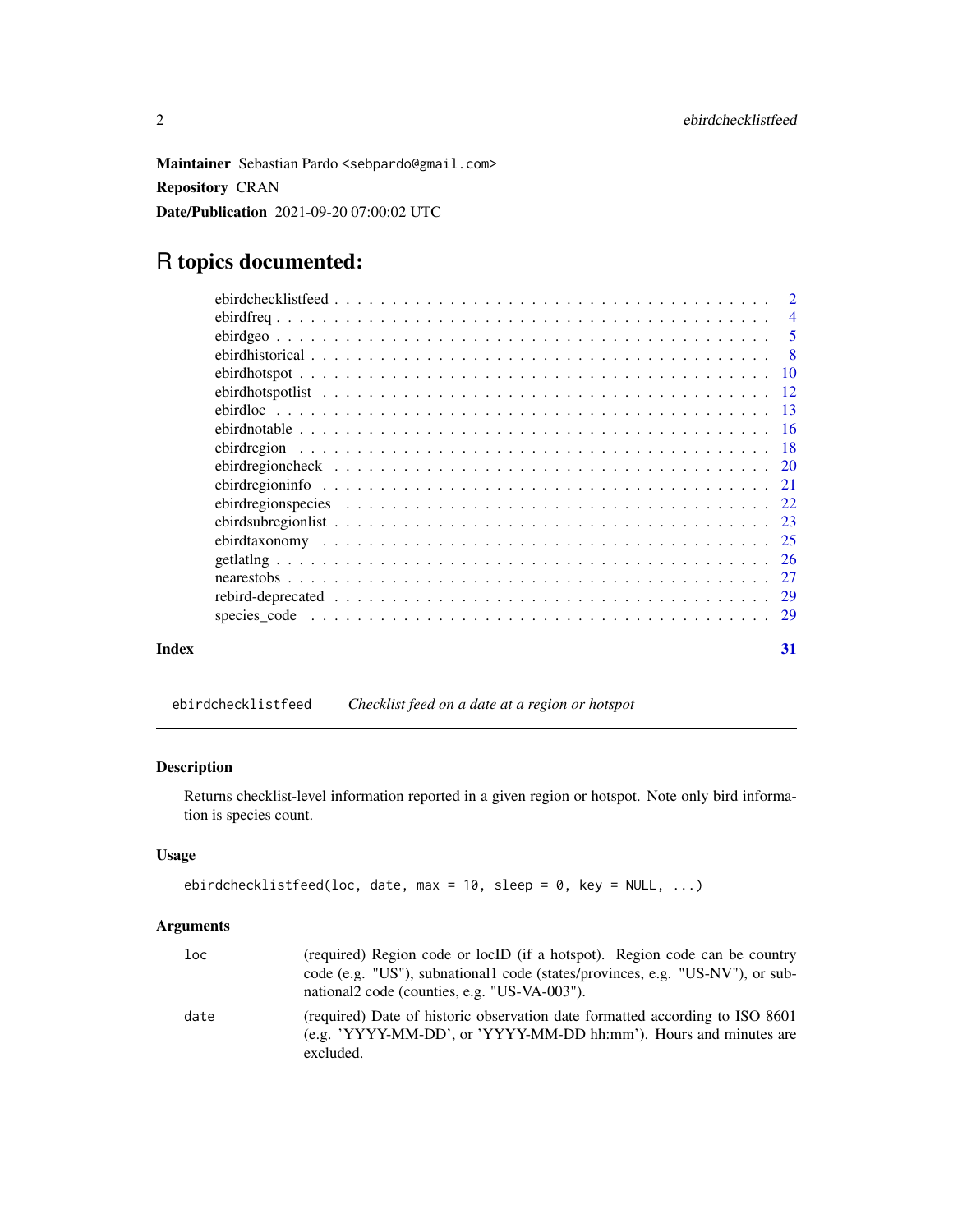**Maintainer** Sebastian Pardo <sebpardo@gmail.com>

**Repository** CRAN

**Date/Publication** 2021-09-20 07:00:02 UTC

# R topics documented:

| | |
|---|---|
| ebirdchecklistfeed | 2 |
| ebirdfreq | 4 |
| ebirdgeo | 5 |
| ebirdhistorical | 8 |
| ebirdhotspot | 10 |
| ebirdhotspotlist | 12 |
| ebirdloc | 13 |
| ebirdnotable | 16 |
| ebirdregion | 18 |
| ebirdregioncheck | 20 |
| ebirdregioninfo | 21 |
| ebirdregionspecies | 22 |
| ebirdsubregionlist | 23 |
| ebirdtaxonomy | 25 |
| getlatlng | 26 |
| nearestobs | 27 |
| rebird-deprecated | 29 |
| species_code | 29 |
| **Index** | **31** |

---

## ebirdchecklistfeed — *Checklist feed on a date at a region or hotspot*

### Description

Returns checklist-level information reported in a given region or hotspot. Note only bird information is species count.

### Usage

```
ebirdchecklistfeed(loc, date, max = 10, sleep = 0, key = NULL, ...)
```

### Arguments

| | |
|---|---|
| `loc` | (required) Region code or locID (if a hotspot). Region code can be country code (e.g. "US"), subnational1 code (states/provinces, e.g. "US-NV"), or subnational2 code (counties, e.g. "US-VA-003"). |
| `date` | (required) Date of historic observation date formatted according to ISO 8601 (e.g. 'YYYY-MM-DD', or 'YYYY-MM-DD hh:mm'). Hours and minutes are excluded. |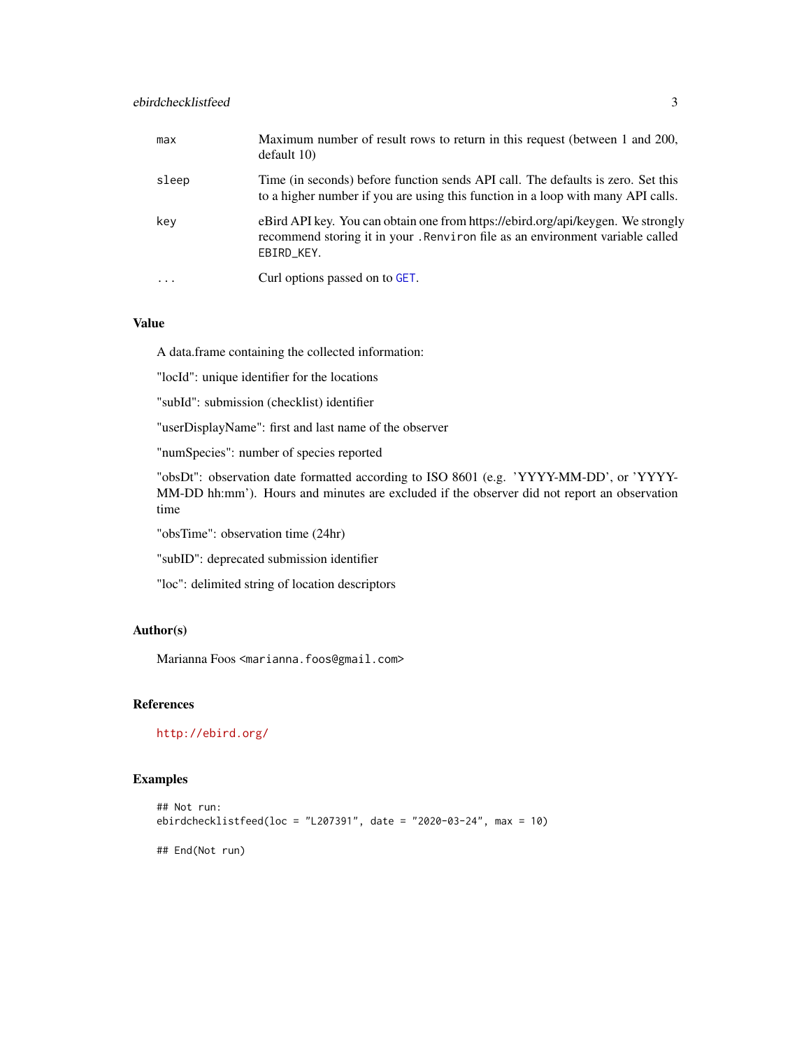| | |
|---|---|
| max | Maximum number of result rows to return in this request (between 1 and 200, default 10) |
| sleep | Time (in seconds) before function sends API call. The defaults is zero. Set this to a higher number if you are using this function in a loop with many API calls. |
| key | eBird API key. You can obtain one from https://ebird.org/api/keygen. We strongly recommend storing it in your `.Renviron` file as an environment variable called `EBIRD_KEY`. |
| ... | Curl options passed on to GET. |

## Value

A data.frame containing the collected information:

"locId": unique identifier for the locations

"subId": submission (checklist) identifier

"userDisplayName": first and last name of the observer

"numSpecies": number of species reported

"obsDt": observation date formatted according to ISO 8601 (e.g. 'YYYY-MM-DD', or 'YYYY-MM-DD hh:mm'). Hours and minutes are excluded if the observer did not report an observation time

"obsTime": observation time (24hr)

"subID": deprecated submission identifier

"loc": delimited string of location descriptors

## Author(s)

Marianna Foos <marianna.foos@gmail.com>

## References

http://ebird.org/

## Examples

```
## Not run:
ebirdchecklistfeed(loc = "L207391", date = "2020-03-24", max = 10)

## End(Not run)
```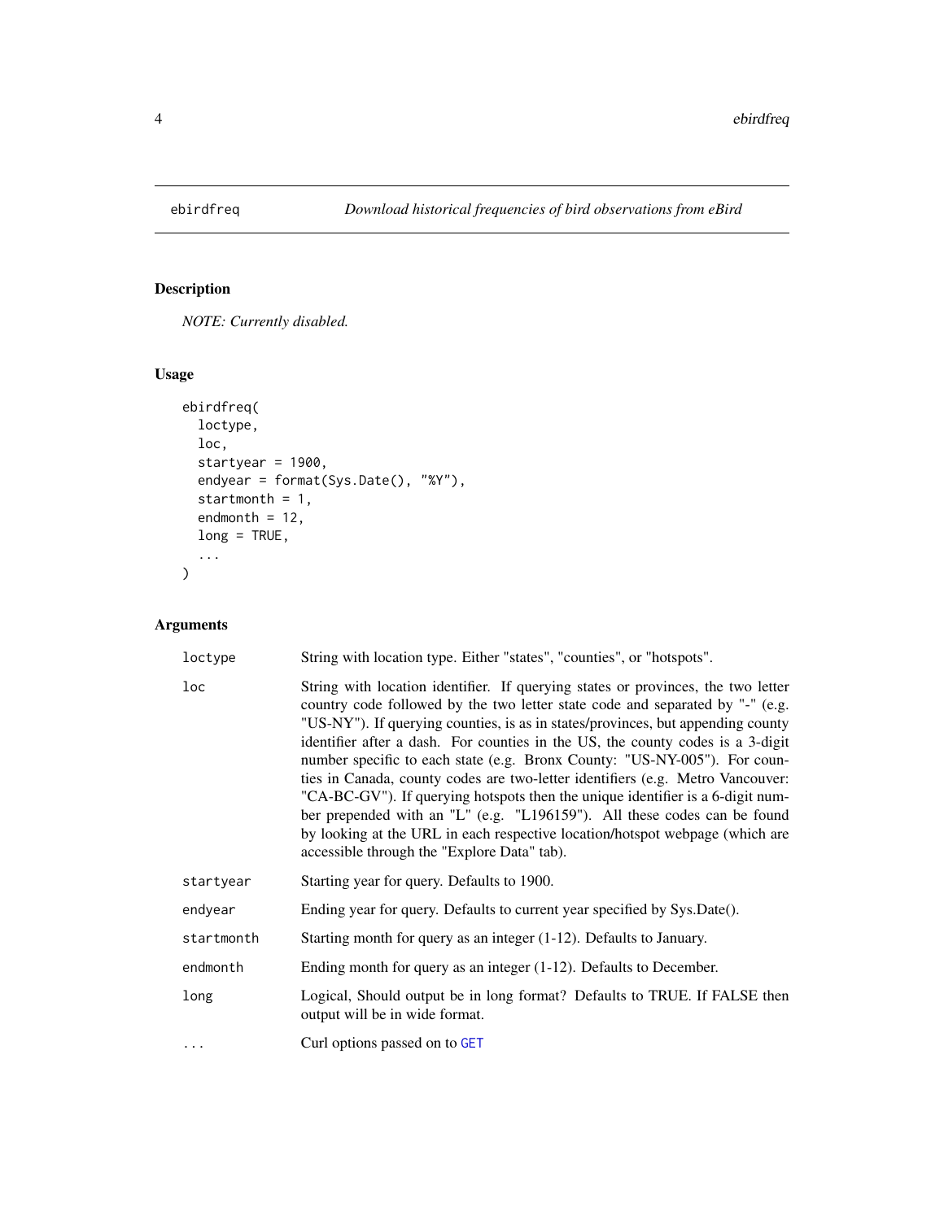ebirdfreq *Download historical frequencies of bird observations from eBird*

## Description

*NOTE: Currently disabled.*

## Usage

```
ebirdfreq(
  loctype,
  loc,
  startyear = 1900,
  endyear = format(Sys.Date(), "%Y"),
  startmonth = 1,
  endmonth = 12,
  long = TRUE,
  ...
)
```

## Arguments

| Argument | Description |
|---|---|
| loctype | String with location type. Either "states", "counties", or "hotspots". |
| loc | String with location identifier. If querying states or provinces, the two letter country code followed by the two letter state code and separated by "-" (e.g. "US-NY"). If querying counties, is as in states/provinces, but appending county identifier after a dash. For counties in the US, the county codes is a 3-digit number specific to each state (e.g. Bronx County: "US-NY-005"). For counties in Canada, county codes are two-letter identifiers (e.g. Metro Vancouver: "CA-BC-GV"). If querying hotspots then the unique identifier is a 6-digit number prepended with an "L" (e.g. "L196159"). All these codes can be found by looking at the URL in each respective location/hotspot webpage (which are accessible through the "Explore Data" tab). |
| startyear | Starting year for query. Defaults to 1900. |
| endyear | Ending year for query. Defaults to current year specified by Sys.Date(). |
| startmonth | Starting month for query as an integer (1-12). Defaults to January. |
| endmonth | Ending month for query as an integer (1-12). Defaults to December. |
| long | Logical, Should output be in long format? Defaults to TRUE. If FALSE then output will be in wide format. |
| ... | Curl options passed on to GET |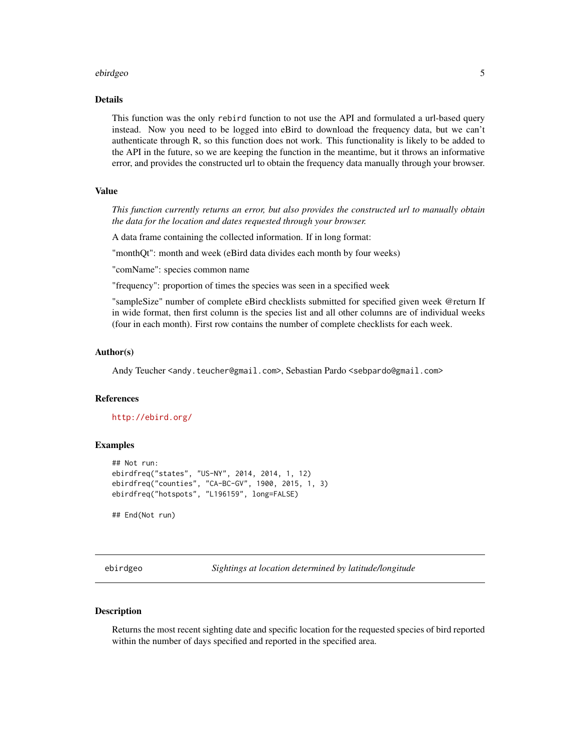## Details

This function was the only `rebird` function to not use the API and formulated a url-based query instead. Now you need to be logged into eBird to download the frequency data, but we can't authenticate through R, so this function does not work. This functionality is likely to be added to the API in the future, so we are keeping the function in the meantime, but it throws an informative error, and provides the constructed url to obtain the frequency data manually through your browser.

## Value

*This function currently returns an error, but also provides the constructed url to manually obtain the data for the location and dates requested through your browser.*

A data frame containing the collected information. If in long format:

"monthQt": month and week (eBird data divides each month by four weeks)

"comName": species common name

"frequency": proportion of times the species was seen in a specified week

"sampleSize" number of complete eBird checklists submitted for specified given week @return If in wide format, then first column is the species list and all other columns are of individual weeks (four in each month). First row contains the number of complete checklists for each week.

## Author(s)

Andy Teucher <andy.teucher@gmail.com>, Sebastian Pardo <sebpardo@gmail.com>

## References

http://ebird.org/

## Examples

```
## Not run:
ebirdfreq("states", "US-NY", 2014, 2014, 1, 12)
ebirdfreq("counties", "CA-BC-GV", 1900, 2015, 1, 3)
ebirdfreq("hotspots", "L196159", long=FALSE)

## End(Not run)
```

---

# ebirdgeo *Sightings at location determined by latitude/longitude*

---

## Description

Returns the most recent sighting date and specific location for the requested species of bird reported within the number of days specified and reported in the specified area.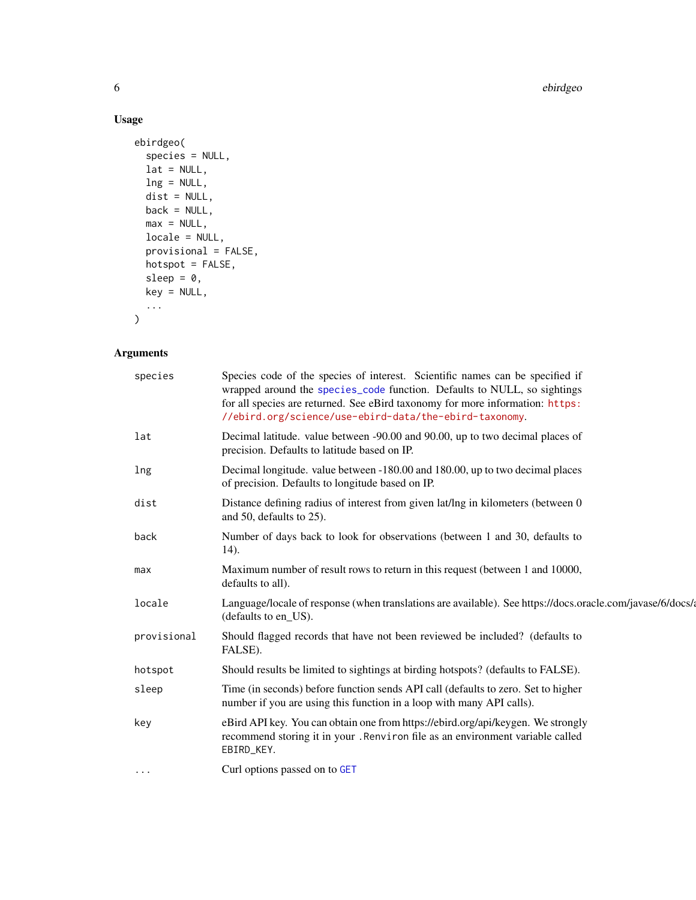## Usage

```
ebirdgeo(
  species = NULL,
  lat = NULL,
  lng = NULL,
  dist = NULL,
  back = NULL,
  max = NULL,
  locale = NULL,
  provisional = FALSE,
  hotspot = FALSE,
  sleep = 0,
  key = NULL,
  ...
)
```

## Arguments

| | |
|---|---|
| `species` | Species code of the species of interest. Scientific names can be specified if wrapped around the `species_code` function. Defaults to NULL, so sightings for all species are returned. See eBird taxonomy for more information: https://ebird.org/science/use-ebird-data/the-ebird-taxonomy. |
| `lat` | Decimal latitude. value between -90.00 and 90.00, up to two decimal places of precision. Defaults to latitude based on IP. |
| `lng` | Decimal longitude. value between -180.00 and 180.00, up to two decimal places of precision. Defaults to longitude based on IP. |
| `dist` | Distance defining radius of interest from given lat/lng in kilometers (between 0 and 50, defaults to 25). |
| `back` | Number of days back to look for observations (between 1 and 30, defaults to 14). |
| `max` | Maximum number of result rows to return in this request (between 1 and 10000, defaults to all). |
| `locale` | Language/locale of response (when translations are available). See https://docs.oracle.com/javase/6/docs/a (defaults to en_US). |
| `provisional` | Should flagged records that have not been reviewed be included? (defaults to FALSE). |
| `hotspot` | Should results be limited to sightings at birding hotspots? (defaults to FALSE). |
| `sleep` | Time (in seconds) before function sends API call (defaults to zero. Set to higher number if you are using this function in a loop with many API calls). |
| `key` | eBird API key. You can obtain one from https://ebird.org/api/keygen. We strongly recommend storing it in your `.Renviron` file as an environment variable called `EBIRD_KEY`. |
| `...` | Curl options passed on to `GET` |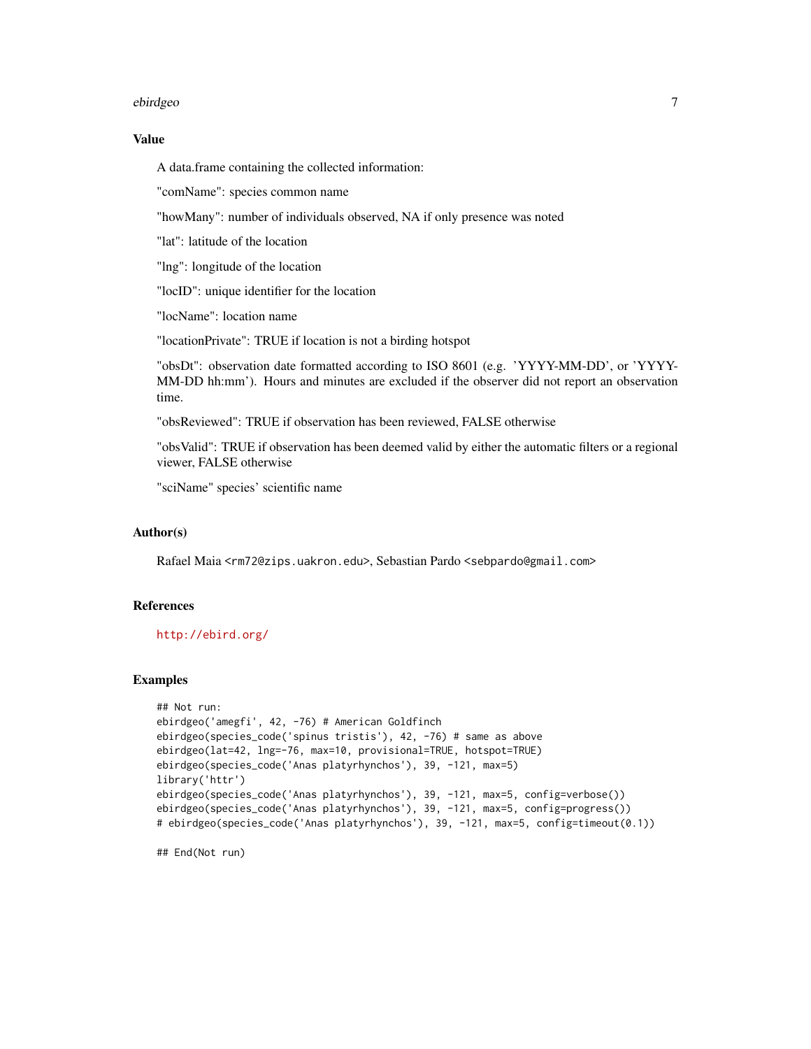## Value

A data.frame containing the collected information:

"comName": species common name

"howMany": number of individuals observed, NA if only presence was noted

"lat": latitude of the location

"lng": longitude of the location

"locID": unique identifier for the location

"locName": location name

"locationPrivate": TRUE if location is not a birding hotspot

"obsDt": observation date formatted according to ISO 8601 (e.g. 'YYYY-MM-DD', or 'YYYY-MM-DD hh:mm'). Hours and minutes are excluded if the observer did not report an observation time.

"obsReviewed": TRUE if observation has been reviewed, FALSE otherwise

"obsValid": TRUE if observation has been deemed valid by either the automatic filters or a regional viewer, FALSE otherwise

"sciName" species' scientific name

## Author(s)

Rafael Maia <rm72@zips.uakron.edu>, Sebastian Pardo <sebpardo@gmail.com>

## References

http://ebird.org/

## Examples

```
## Not run:
ebirdgeo('amegfi', 42, -76) # American Goldfinch
ebirdgeo(species_code('spinus tristis'), 42, -76) # same as above
ebirdgeo(lat=42, lng=-76, max=10, provisional=TRUE, hotspot=TRUE)
ebirdgeo(species_code('Anas platyrhynchos'), 39, -121, max=5)
library('httr')
ebirdgeo(species_code('Anas platyrhynchos'), 39, -121, max=5, config=verbose())
ebirdgeo(species_code('Anas platyrhynchos'), 39, -121, max=5, config=progress())
# ebirdgeo(species_code('Anas platyrhynchos'), 39, -121, max=5, config=timeout(0.1))

## End(Not run)
```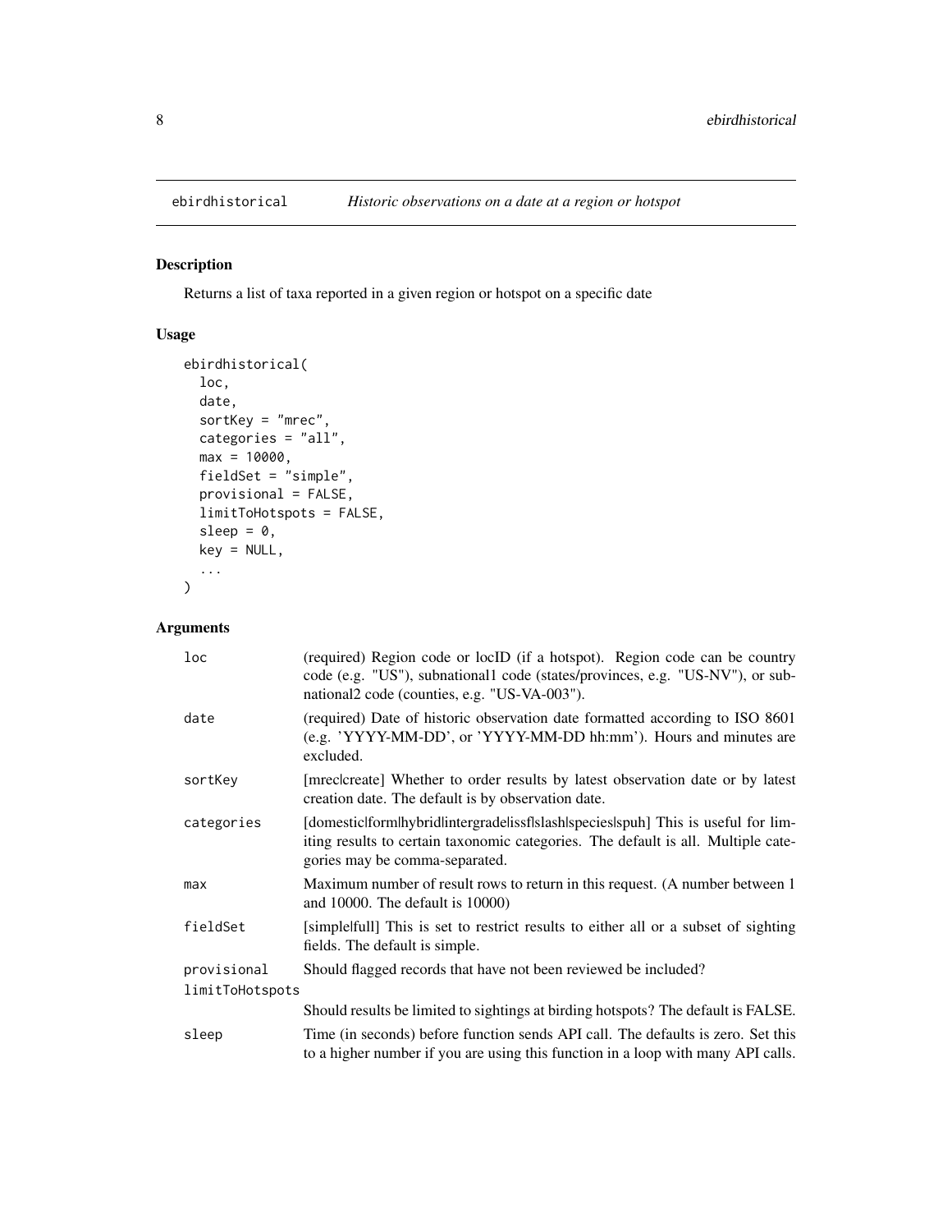# ebirdhistorical

*Historic observations on a date at a region or hotspot*

## Description

Returns a list of taxa reported in a given region or hotspot on a specific date

## Usage

```
ebirdhistorical(
  loc,
  date,
  sortKey = "mrec",
  categories = "all",
  max = 10000,
  fieldSet = "simple",
  provisional = FALSE,
  limitToHotspots = FALSE,
  sleep = 0,
  key = NULL,
  ...
)
```

## Arguments

| | |
|---|---|
| `loc` | (required) Region code or locID (if a hotspot). Region code can be country code (e.g. "US"), subnational1 code (states/provinces, e.g. "US-NV"), or subnational2 code (counties, e.g. "US-VA-003"). |
| `date` | (required) Date of historic observation date formatted according to ISO 8601 (e.g. 'YYYY-MM-DD', or 'YYYY-MM-DD hh:mm'). Hours and minutes are excluded. |
| `sortKey` | [mrec\|create] Whether to order results by latest observation date or by latest creation date. The default is by observation date. |
| `categories` | [domestic\|form\|hybrid\|intergrade\|issf\|slash\|species\|spuh] This is useful for limiting results to certain taxonomic categories. The default is all. Multiple categories may be comma-separated. |
| `max` | Maximum number of result rows to return in this request. (A number between 1 and 10000. The default is 10000) |
| `fieldSet` | [simple\|full] This is set to restrict results to either all or a subset of sighting fields. The default is simple. |
| `provisional` | Should flagged records that have not been reviewed be included? |
| `limitToHotspots` | Should results be limited to sightings at birding hotspots? The default is FALSE. |
| `sleep` | Time (in seconds) before function sends API call. The defaults is zero. Set this to a higher number if you are using this function in a loop with many API calls. |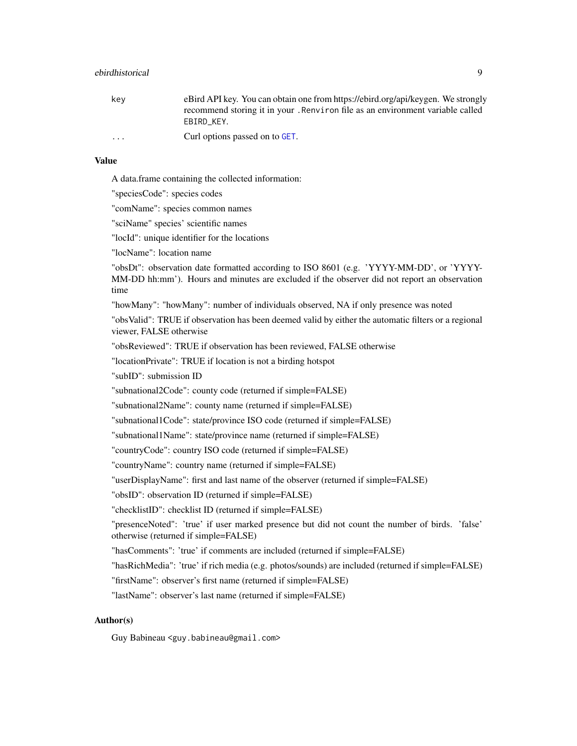| | |
|---|---|
| key | eBird API key. You can obtain one from https://ebird.org/api/keygen. We strongly recommend storing it in your `.Renviron` file as an environment variable called `EBIRD_KEY`. |
| ... | Curl options passed on to `GET`. |

### Value

A data.frame containing the collected information:

"speciesCode": species codes

"comName": species common names

"sciName" species' scientific names

"locId": unique identifier for the locations

"locName": location name

"obsDt": observation date formatted according to ISO 8601 (e.g. 'YYYY-MM-DD', or 'YYYY-MM-DD hh:mm'). Hours and minutes are excluded if the observer did not report an observation time

"howMany": "howMany": number of individuals observed, NA if only presence was noted

"obsValid": TRUE if observation has been deemed valid by either the automatic filters or a regional viewer, FALSE otherwise

"obsReviewed": TRUE if observation has been reviewed, FALSE otherwise

"locationPrivate": TRUE if location is not a birding hotspot

"subID": submission ID

"subnational2Code": county code (returned if simple=FALSE)

"subnational2Name": county name (returned if simple=FALSE)

"subnational1Code": state/province ISO code (returned if simple=FALSE)

"subnational1Name": state/province name (returned if simple=FALSE)

"countryCode": country ISO code (returned if simple=FALSE)

"countryName": country name (returned if simple=FALSE)

"userDisplayName": first and last name of the observer (returned if simple=FALSE)

"obsID": observation ID (returned if simple=FALSE)

"checklistID": checklist ID (returned if simple=FALSE)

"presenceNoted": 'true' if user marked presence but did not count the number of birds. 'false' otherwise (returned if simple=FALSE)

"hasComments": 'true' if comments are included (returned if simple=FALSE)

"hasRichMedia": 'true' if rich media (e.g. photos/sounds) are included (returned if simple=FALSE)

"firstName": observer's first name (returned if simple=FALSE)

"lastName": observer's last name (returned if simple=FALSE)

### Author(s)

Guy Babineau <guy.babineau@gmail.com>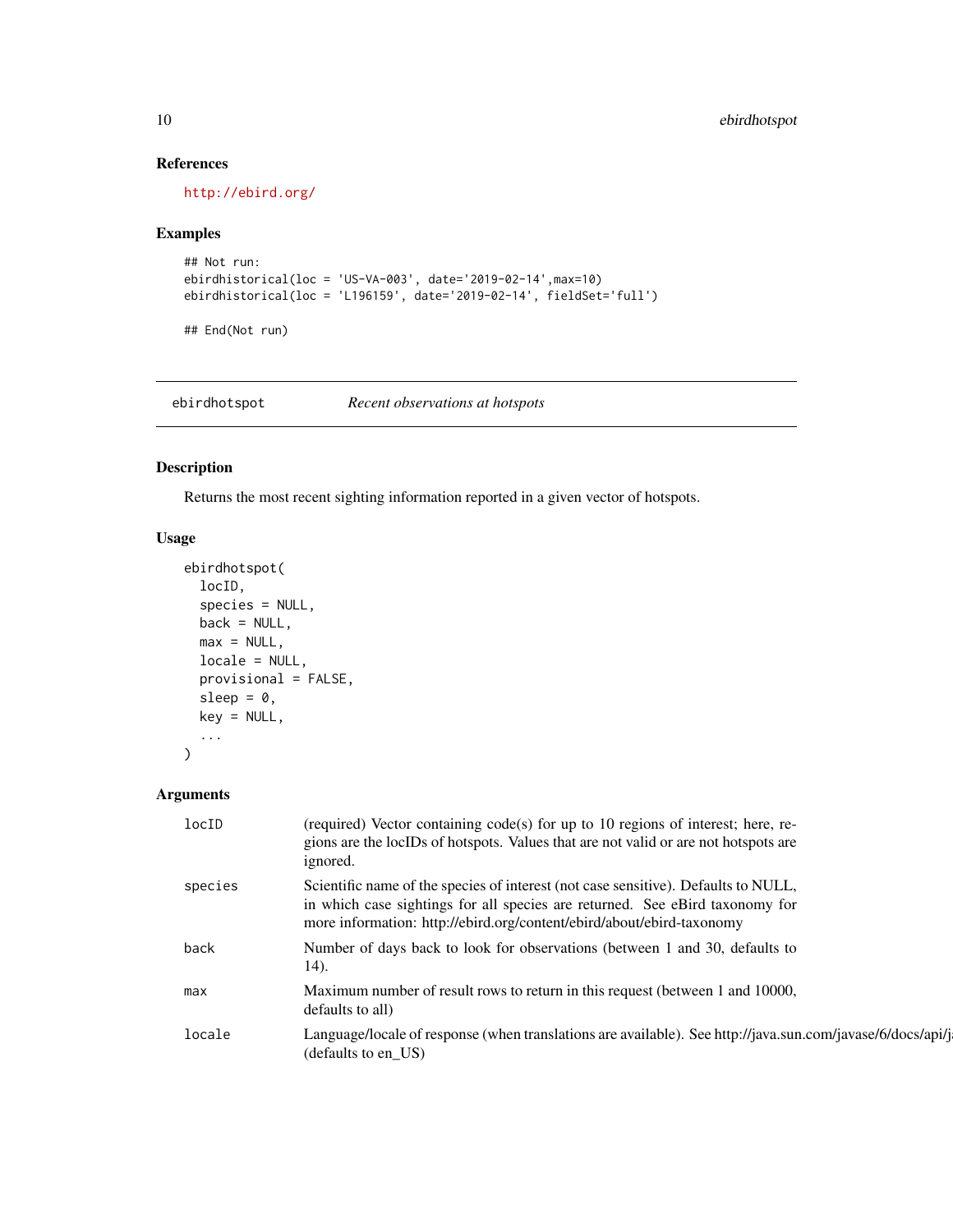### References

http://ebird.org/

### Examples

```
## Not run:
ebirdhistorical(loc = 'US-VA-003', date='2019-02-14',max=10)
ebirdhistorical(loc = 'L196159', date='2019-02-14', fieldSet='full')

## End(Not run)
```

---

## ebirdhotspot — *Recent observations at hotspots*

### Description

Returns the most recent sighting information reported in a given vector of hotspots.

### Usage

```
ebirdhotspot(
  locID,
  species = NULL,
  back = NULL,
  max = NULL,
  locale = NULL,
  provisional = FALSE,
  sleep = 0,
  key = NULL,
  ...
)
```

### Arguments

| | |
|---|---|
| locID | (required) Vector containing code(s) for up to 10 regions of interest; here, regions are the locIDs of hotspots. Values that are not valid or are not hotspots are ignored. |
| species | Scientific name of the species of interest (not case sensitive). Defaults to NULL, in which case sightings for all species are returned. See eBird taxonomy for more information: http://ebird.org/content/ebird/about/ebird-taxonomy |
| back | Number of days back to look for observations (between 1 and 30, defaults to 14). |
| max | Maximum number of result rows to return in this request (between 1 and 10000, defaults to all) |
| locale | Language/locale of response (when translations are available). See http://java.sun.com/javase/6/docs/api/j (defaults to en_US) |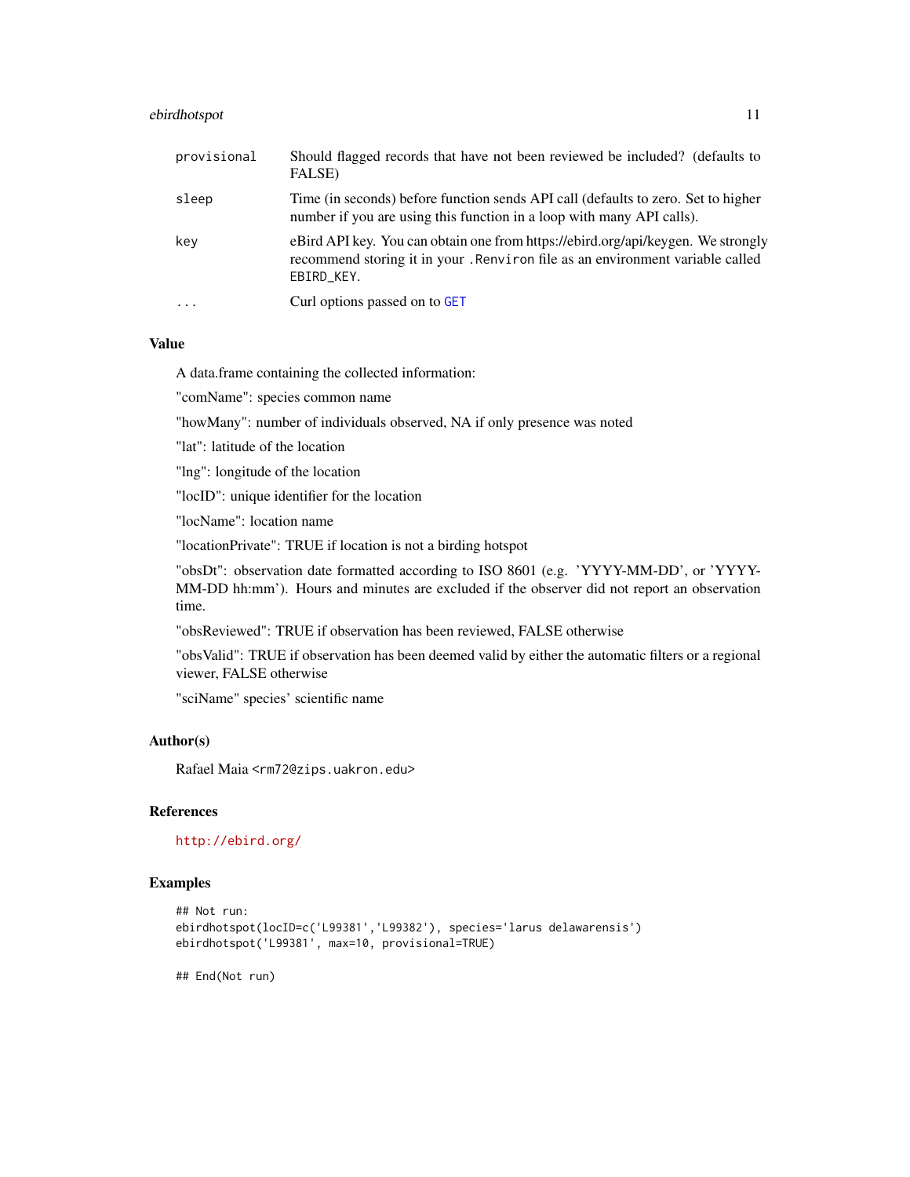| | |
|---|---|
| `provisional` | Should flagged records that have not been reviewed be included? (defaults to FALSE) |
| `sleep` | Time (in seconds) before function sends API call (defaults to zero. Set to higher number if you are using this function in a loop with many API calls). |
| `key` | eBird API key. You can obtain one from https://ebird.org/api/keygen. We strongly recommend storing it in your `.Renviron` file as an environment variable called `EBIRD_KEY`. |
| `...` | Curl options passed on to `GET` |

### Value

A data.frame containing the collected information:

"comName": species common name

"howMany": number of individuals observed, NA if only presence was noted

"lat": latitude of the location

"lng": longitude of the location

"locID": unique identifier for the location

"locName": location name

"locationPrivate": TRUE if location is not a birding hotspot

"obsDt": observation date formatted according to ISO 8601 (e.g. 'YYYY-MM-DD', or 'YYYY-MM-DD hh:mm'). Hours and minutes are excluded if the observer did not report an observation time.

"obsReviewed": TRUE if observation has been reviewed, FALSE otherwise

"obsValid": TRUE if observation has been deemed valid by either the automatic filters or a regional viewer, FALSE otherwise

"sciName" species' scientific name

### Author(s)

Rafael Maia <rm72@zips.uakron.edu>

### References

http://ebird.org/

### Examples

```
## Not run:
ebirdhotspot(locID=c('L99381','L99382'), species='larus delawarensis')
ebirdhotspot('L99381', max=10, provisional=TRUE)

## End(Not run)
```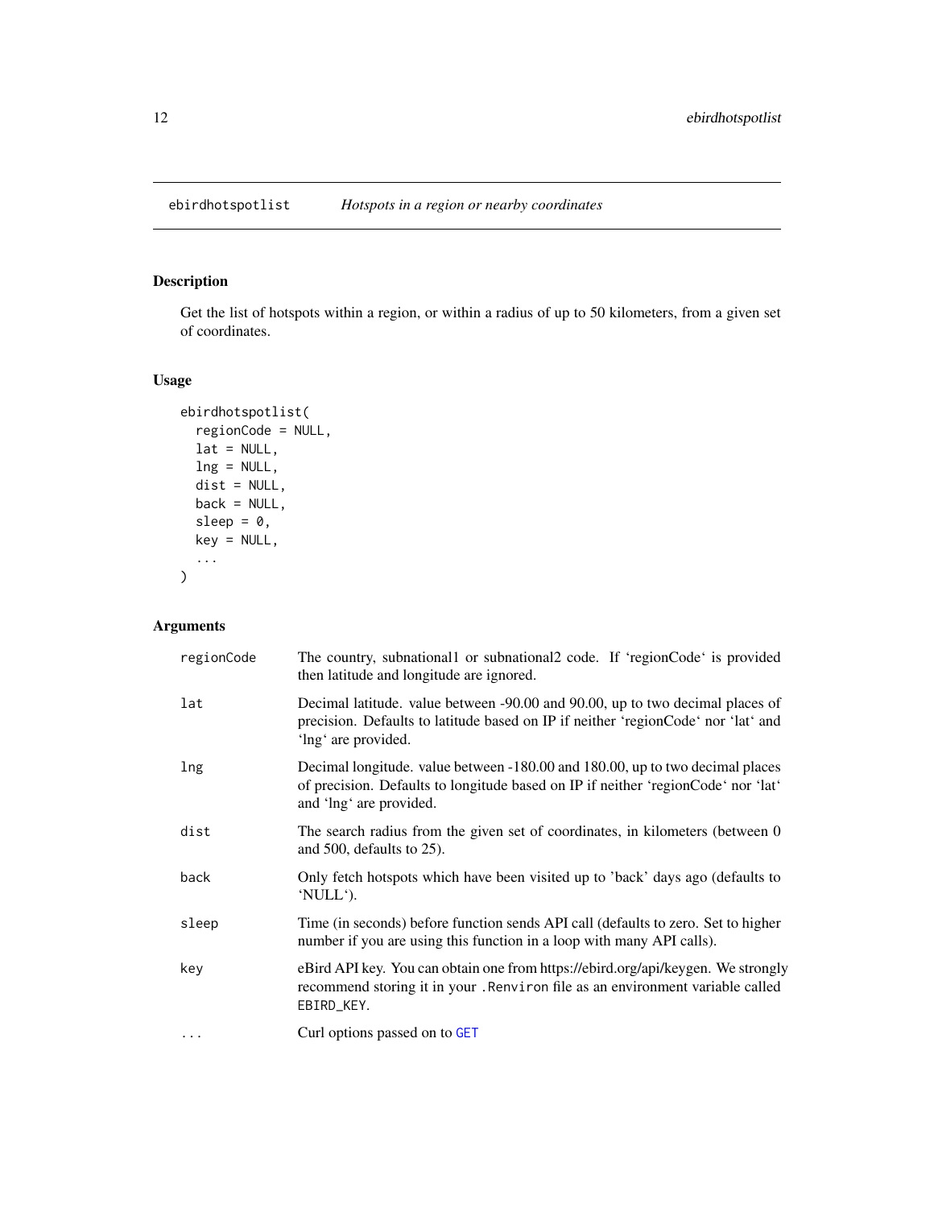## ebirdhotspotlist *Hotspots in a region or nearby coordinates*

### Description

Get the list of hotspots within a region, or within a radius of up to 50 kilometers, from a given set of coordinates.

### Usage

```
ebirdhotspotlist(
  regionCode = NULL,
  lat = NULL,
  lng = NULL,
  dist = NULL,
  back = NULL,
  sleep = 0,
  key = NULL,
  ...
)
```

### Arguments

| | |
|---|---|
| regionCode | The country, subnational1 or subnational2 code. If 'regionCode' is provided then latitude and longitude are ignored. |
| lat | Decimal latitude. value between -90.00 and 90.00, up to two decimal places of precision. Defaults to latitude based on IP if neither 'regionCode' nor 'lat' and 'lng' are provided. |
| lng | Decimal longitude. value between -180.00 and 180.00, up to two decimal places of precision. Defaults to longitude based on IP if neither 'regionCode' nor 'lat' and 'lng' are provided. |
| dist | The search radius from the given set of coordinates, in kilometers (between 0 and 500, defaults to 25). |
| back | Only fetch hotspots which have been visited up to 'back' days ago (defaults to 'NULL'). |
| sleep | Time (in seconds) before function sends API call (defaults to zero. Set to higher number if you are using this function in a loop with many API calls). |
| key | eBird API key. You can obtain one from https://ebird.org/api/keygen. We strongly recommend storing it in your `.Renviron` file as an environment variable called `EBIRD_KEY`. |
| ... | Curl options passed on to GET |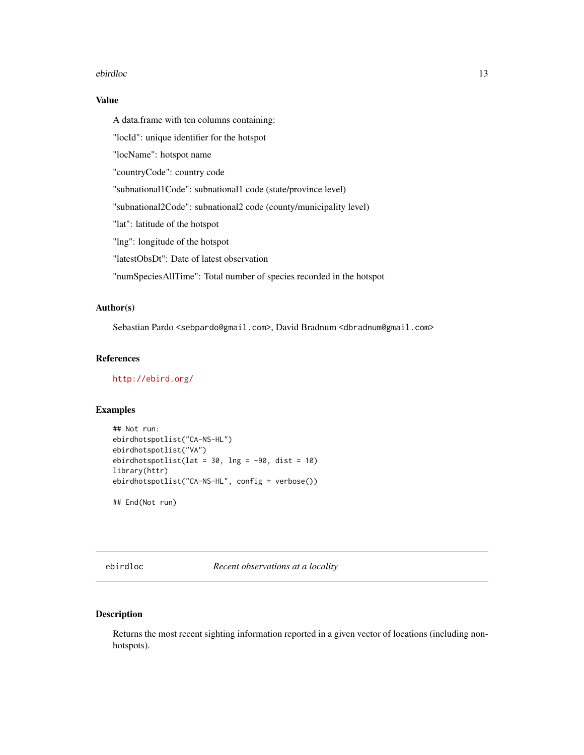### Value

A data.frame with ten columns containing:

"locId": unique identifier for the hotspot

"locName": hotspot name

"countryCode": country code

"subnational1Code": subnational1 code (state/province level)

"subnational2Code": subnational2 code (county/municipality level)

"lat": latitude of the hotspot

"lng": longitude of the hotspot

"latestObsDt": Date of latest observation

"numSpeciesAllTime": Total number of species recorded in the hotspot

### Author(s)

Sebastian Pardo <sebpardo@gmail.com>, David Bradnum <dbradnum@gmail.com>

### References

http://ebird.org/

### Examples

```
## Not run:
ebirdhotspotlist("CA-NS-HL")
ebirdhotspotlist("VA")
ebirdhotspotlist(lat = 30, lng = -90, dist = 10)
library(httr)
ebirdhotspotlist("CA-NS-HL", config = verbose())

## End(Not run)
```

---

## ebirdloc *Recent observations at a locality*

### Description

Returns the most recent sighting information reported in a given vector of locations (including non-hotspots).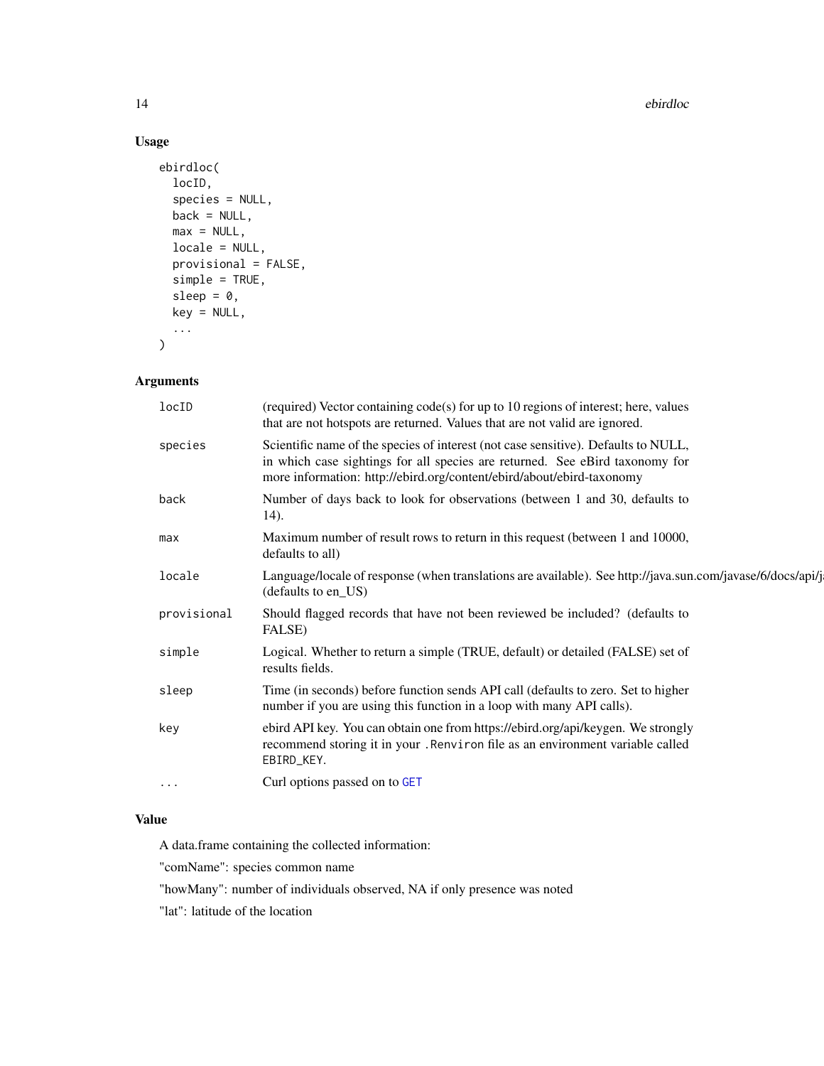## Usage

```
ebirdloc(
  locID,
  species = NULL,
  back = NULL,
  max = NULL,
  locale = NULL,
  provisional = FALSE,
  simple = TRUE,
  sleep = 0,
  key = NULL,
  ...
)
```

## Arguments

| | |
|---|---|
| locID | (required) Vector containing code(s) for up to 10 regions of interest; here, values that are not hotspots are returned. Values that are not valid are ignored. |
| species | Scientific name of the species of interest (not case sensitive). Defaults to NULL, in which case sightings for all species are returned. See eBird taxonomy for more information: http://ebird.org/content/ebird/about/ebird-taxonomy |
| back | Number of days back to look for observations (between 1 and 30, defaults to 14). |
| max | Maximum number of result rows to return in this request (between 1 and 10000, defaults to all) |
| locale | Language/locale of response (when translations are available). See http://java.sun.com/javase/6/docs/api/j (defaults to en_US) |
| provisional | Should flagged records that have not been reviewed be included? (defaults to FALSE) |
| simple | Logical. Whether to return a simple (TRUE, default) or detailed (FALSE) set of results fields. |
| sleep | Time (in seconds) before function sends API call (defaults to zero. Set to higher number if you are using this function in a loop with many API calls). |
| key | ebird API key. You can obtain one from https://ebird.org/api/keygen. We strongly recommend storing it in your `.Renviron` file as an environment variable called `EBIRD_KEY`. |
| ... | Curl options passed on to GET |

## Value

A data.frame containing the collected information:

"comName": species common name

"howMany": number of individuals observed, NA if only presence was noted

"lat": latitude of the location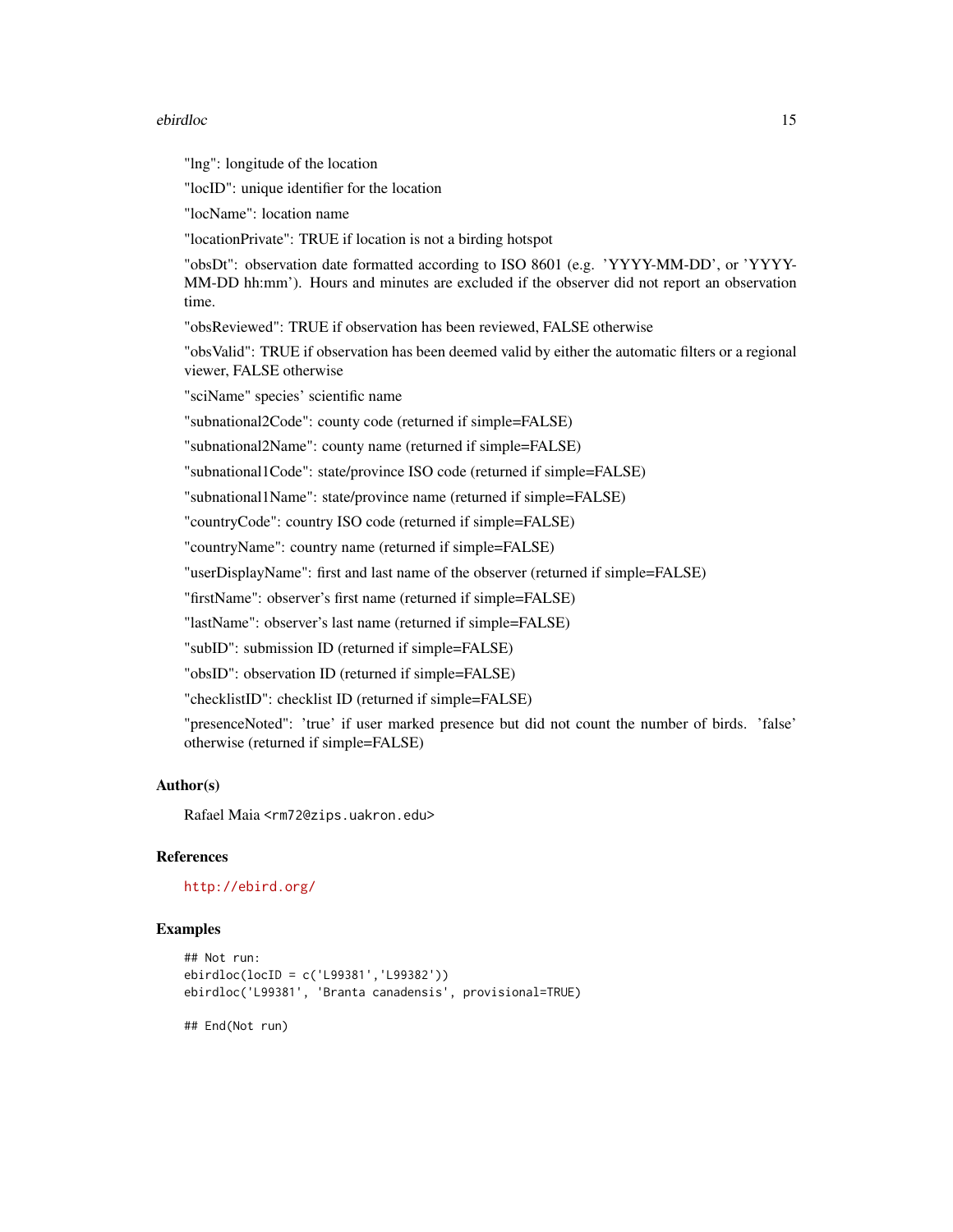"lng": longitude of the location

"locID": unique identifier for the location

"locName": location name

"locationPrivate": TRUE if location is not a birding hotspot

"obsDt": observation date formatted according to ISO 8601 (e.g. 'YYYY-MM-DD', or 'YYYY-MM-DD hh:mm'). Hours and minutes are excluded if the observer did not report an observation time.

"obsReviewed": TRUE if observation has been reviewed, FALSE otherwise

"obsValid": TRUE if observation has been deemed valid by either the automatic filters or a regional viewer, FALSE otherwise

"sciName" species' scientific name

"subnational2Code": county code (returned if simple=FALSE)

"subnational2Name": county name (returned if simple=FALSE)

"subnational1Code": state/province ISO code (returned if simple=FALSE)

"subnational1Name": state/province name (returned if simple=FALSE)

"countryCode": country ISO code (returned if simple=FALSE)

"countryName": country name (returned if simple=FALSE)

"userDisplayName": first and last name of the observer (returned if simple=FALSE)

"firstName": observer's first name (returned if simple=FALSE)

"lastName": observer's last name (returned if simple=FALSE)

"subID": submission ID (returned if simple=FALSE)

"obsID": observation ID (returned if simple=FALSE)

"checklistID": checklist ID (returned if simple=FALSE)

"presenceNoted": 'true' if user marked presence but did not count the number of birds. 'false' otherwise (returned if simple=FALSE)

## Author(s)

Rafael Maia <rm72@zips.uakron.edu>

## References

http://ebird.org/

## Examples

```
## Not run:
ebirdloc(locID = c('L99381','L99382'))
ebirdloc('L99381', 'Branta canadensis', provisional=TRUE)

## End(Not run)
```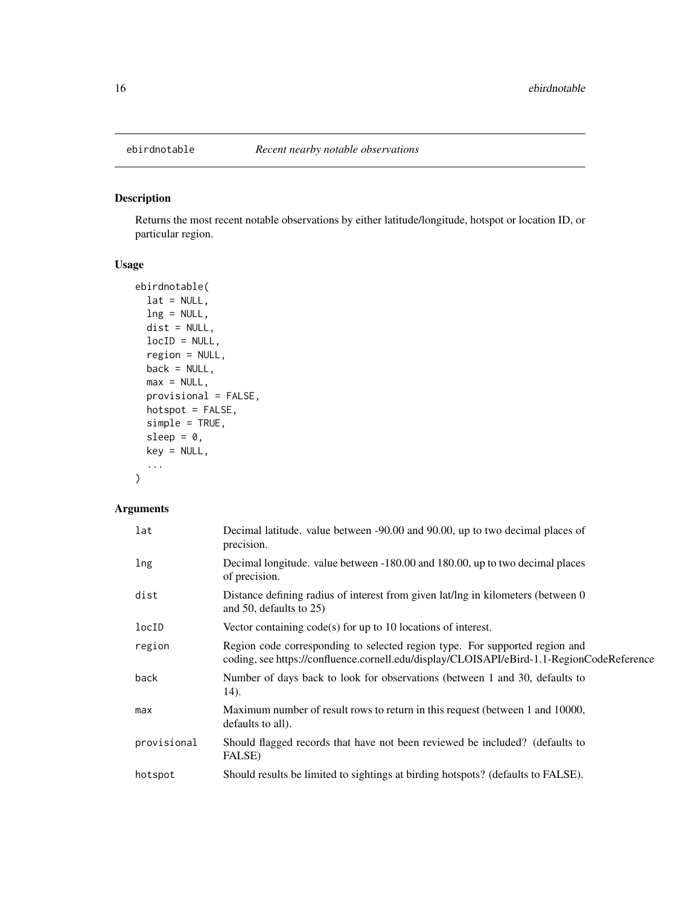# ebirdnotable — *Recent nearby notable observations*

## Description

Returns the most recent notable observations by either latitude/longitude, hotspot or location ID, or particular region.

## Usage

```
ebirdnotable(
  lat = NULL,
  lng = NULL,
  dist = NULL,
  locID = NULL,
  region = NULL,
  back = NULL,
  max = NULL,
  provisional = FALSE,
  hotspot = FALSE,
  simple = TRUE,
  sleep = 0,
  key = NULL,
  ...
)
```

## Arguments

| | |
|---|---|
| `lat` | Decimal latitude. value between -90.00 and 90.00, up to two decimal places of precision. |
| `lng` | Decimal longitude. value between -180.00 and 180.00, up to two decimal places of precision. |
| `dist` | Distance defining radius of interest from given lat/lng in kilometers (between 0 and 50, defaults to 25) |
| `locID` | Vector containing code(s) for up to 10 locations of interest. |
| `region` | Region code corresponding to selected region type. For supported region and coding, see https://confluence.cornell.edu/display/CLOISAPI/eBird-1.1-RegionCodeReference |
| `back` | Number of days back to look for observations (between 1 and 30, defaults to 14). |
| `max` | Maximum number of result rows to return in this request (between 1 and 10000, defaults to all). |
| `provisional` | Should flagged records that have not been reviewed be included? (defaults to FALSE) |
| `hotspot` | Should results be limited to sightings at birding hotspots? (defaults to FALSE). |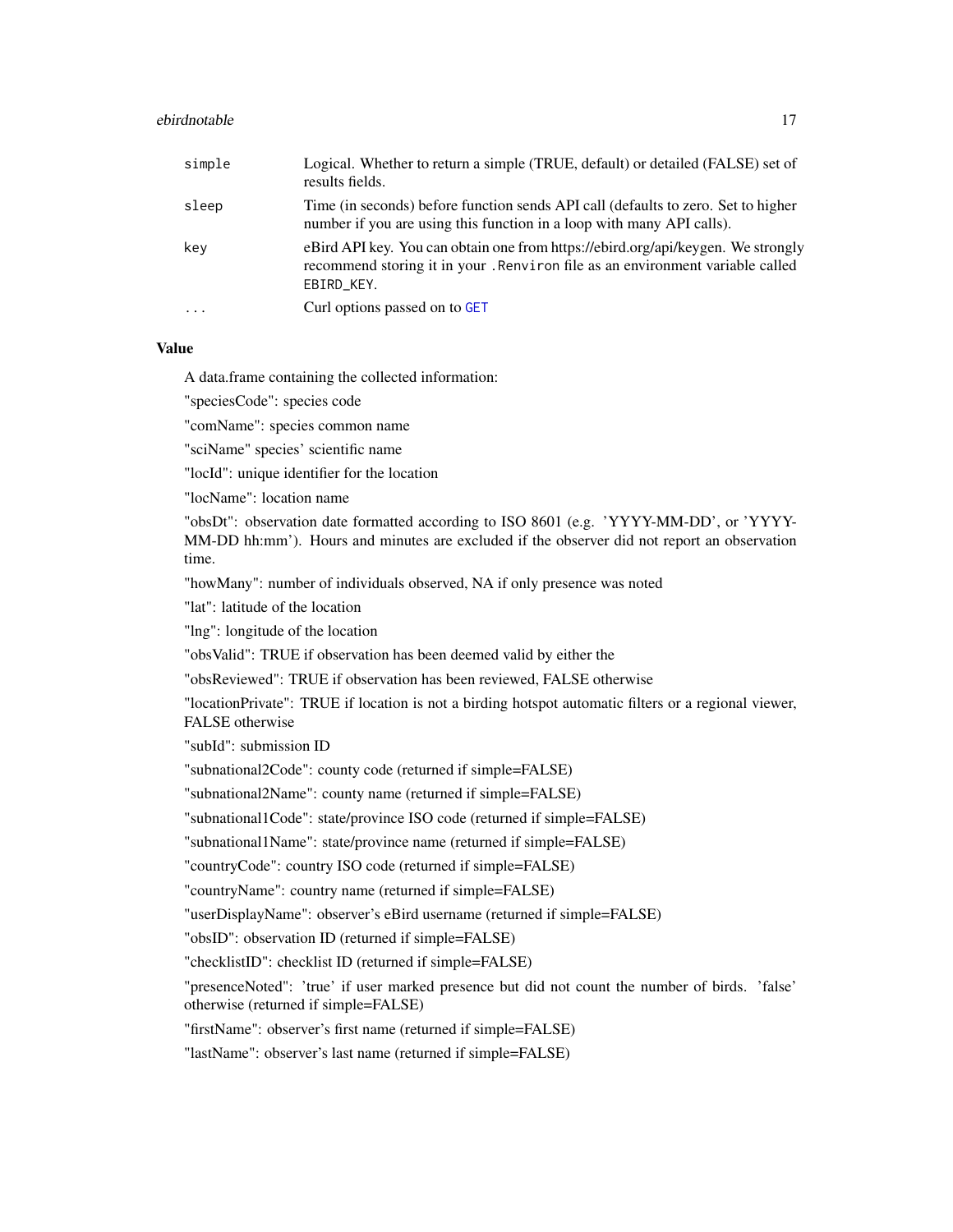| | |
|---|---|
| simple | Logical. Whether to return a simple (TRUE, default) or detailed (FALSE) set of results fields. |
| sleep | Time (in seconds) before function sends API call (defaults to zero. Set to higher number if you are using this function in a loop with many API calls). |
| key | eBird API key. You can obtain one from https://ebird.org/api/keygen. We strongly recommend storing it in your `.Renviron` file as an environment variable called `EBIRD_KEY`. |
| ... | Curl options passed on to `GET` |

### Value

A data.frame containing the collected information:

"speciesCode": species code

"comName": species common name

"sciName" species' scientific name

"locId": unique identifier for the location

"locName": location name

"obsDt": observation date formatted according to ISO 8601 (e.g. 'YYYY-MM-DD', or 'YYYY-MM-DD hh:mm'). Hours and minutes are excluded if the observer did not report an observation time.

"howMany": number of individuals observed, NA if only presence was noted

"lat": latitude of the location

"lng": longitude of the location

"obsValid": TRUE if observation has been deemed valid by either the

"obsReviewed": TRUE if observation has been reviewed, FALSE otherwise

"locationPrivate": TRUE if location is not a birding hotspot automatic filters or a regional viewer, FALSE otherwise

"subId": submission ID

"subnational2Code": county code (returned if simple=FALSE)

"subnational2Name": county name (returned if simple=FALSE)

"subnational1Code": state/province ISO code (returned if simple=FALSE)

"subnational1Name": state/province name (returned if simple=FALSE)

"countryCode": country ISO code (returned if simple=FALSE)

"countryName": country name (returned if simple=FALSE)

"userDisplayName": observer's eBird username (returned if simple=FALSE)

"obsID": observation ID (returned if simple=FALSE)

"checklistID": checklist ID (returned if simple=FALSE)

"presenceNoted": 'true' if user marked presence but did not count the number of birds. 'false' otherwise (returned if simple=FALSE)

"firstName": observer's first name (returned if simple=FALSE)

"lastName": observer's last name (returned if simple=FALSE)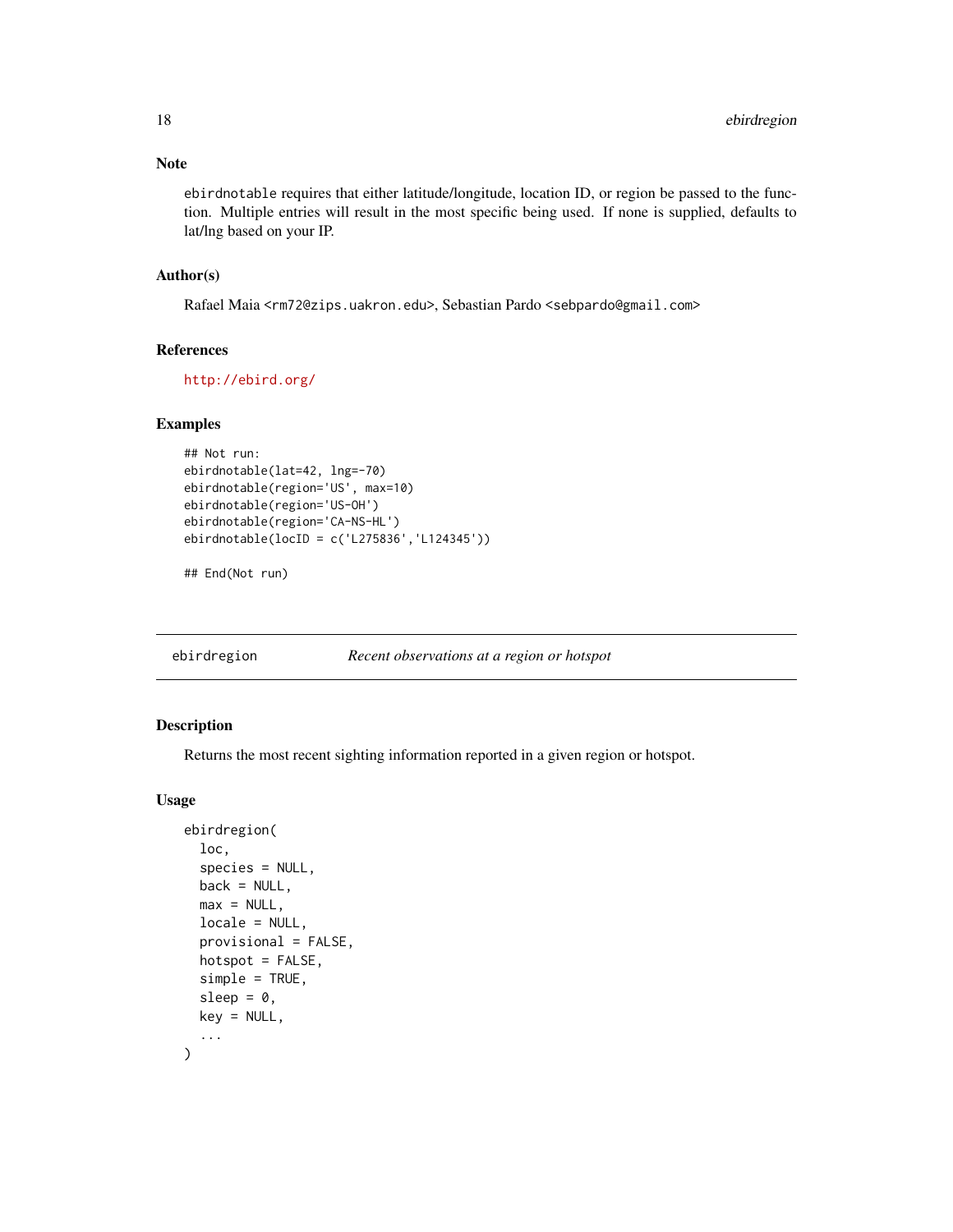### Note

`ebirdnotable` requires that either latitude/longitude, location ID, or region be passed to the function. Multiple entries will result in the most specific being used. If none is supplied, defaults to lat/lng based on your IP.

### Author(s)

Rafael Maia <rm72@zips.uakron.edu>, Sebastian Pardo <sebpardo@gmail.com>

### References

http://ebird.org/

### Examples

```
## Not run:
ebirdnotable(lat=42, lng=-70)
ebirdnotable(region='US', max=10)
ebirdnotable(region='US-OH')
ebirdnotable(region='CA-NS-HL')
ebirdnotable(locID = c('L275836','L124345'))

## End(Not run)
```

---

## ebirdregion — *Recent observations at a region or hotspot*

### Description

Returns the most recent sighting information reported in a given region or hotspot.

### Usage

```
ebirdregion(
  loc,
  species = NULL,
  back = NULL,
  max = NULL,
  locale = NULL,
  provisional = FALSE,
  hotspot = FALSE,
  simple = TRUE,
  sleep = 0,
  key = NULL,
  ...
)
```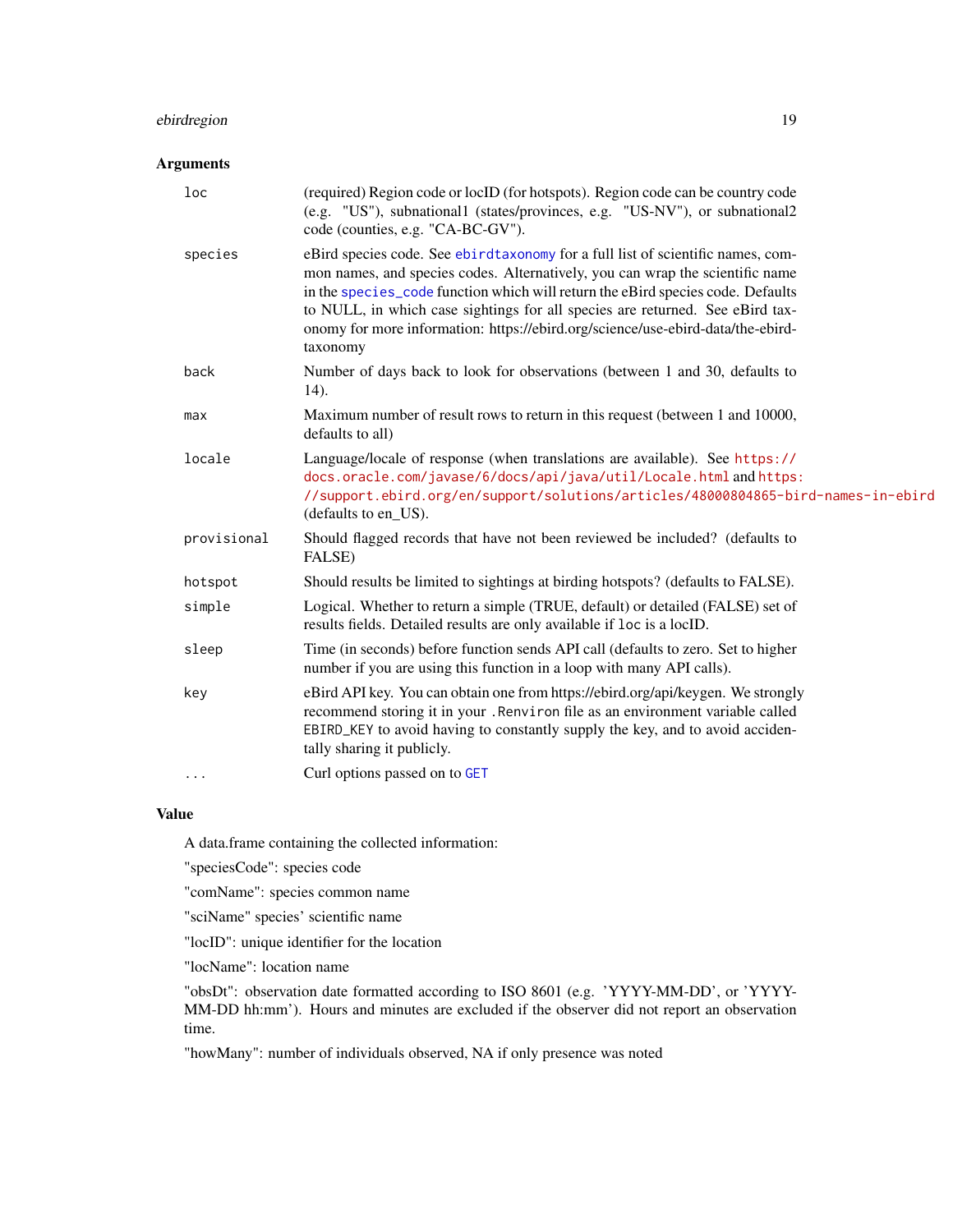## Arguments

| | |
|---|---|
| `loc` | (required) Region code or locID (for hotspots). Region code can be country code (e.g. "US"), subnational1 (states/provinces, e.g. "US-NV"), or subnational2 code (counties, e.g. "CA-BC-GV"). |
| `species` | eBird species code. See `ebirdtaxonomy` for a full list of scientific names, common names, and species codes. Alternatively, you can wrap the scientific name in the `species_code` function which will return the eBird species code. Defaults to NULL, in which case sightings for all species are returned. See eBird taxonomy for more information: https://ebird.org/science/use-ebird-data/the-ebird-taxonomy |
| `back` | Number of days back to look for observations (between 1 and 30, defaults to 14). |
| `max` | Maximum number of result rows to return in this request (between 1 and 10000, defaults to all) |
| `locale` | Language/locale of response (when translations are available). See https://docs.oracle.com/javase/6/docs/api/java/util/Locale.html and https://support.ebird.org/en/support/solutions/articles/48000804865-bird-names-in-ebird (defaults to en_US). |
| `provisional` | Should flagged records that have not been reviewed be included? (defaults to FALSE) |
| `hotspot` | Should results be limited to sightings at birding hotspots? (defaults to FALSE). |
| `simple` | Logical. Whether to return a simple (TRUE, default) or detailed (FALSE) set of results fields. Detailed results are only available if `loc` is a locID. |
| `sleep` | Time (in seconds) before function sends API call (defaults to zero. Set to higher number if you are using this function in a loop with many API calls). |
| `key` | eBird API key. You can obtain one from https://ebird.org/api/keygen. We strongly recommend storing it in your `.Renviron` file as an environment variable called `EBIRD_KEY` to avoid having to constantly supply the key, and to avoid accidentally sharing it publicly. |
| `...` | Curl options passed on to `GET` |

## Value

A data.frame containing the collected information:

"speciesCode": species code

"comName": species common name

"sciName" species' scientific name

"locID": unique identifier for the location

"locName": location name

"obsDt": observation date formatted according to ISO 8601 (e.g. 'YYYY-MM-DD', or 'YYYY-MM-DD hh:mm'). Hours and minutes are excluded if the observer did not report an observation time.

"howMany": number of individuals observed, NA if only presence was noted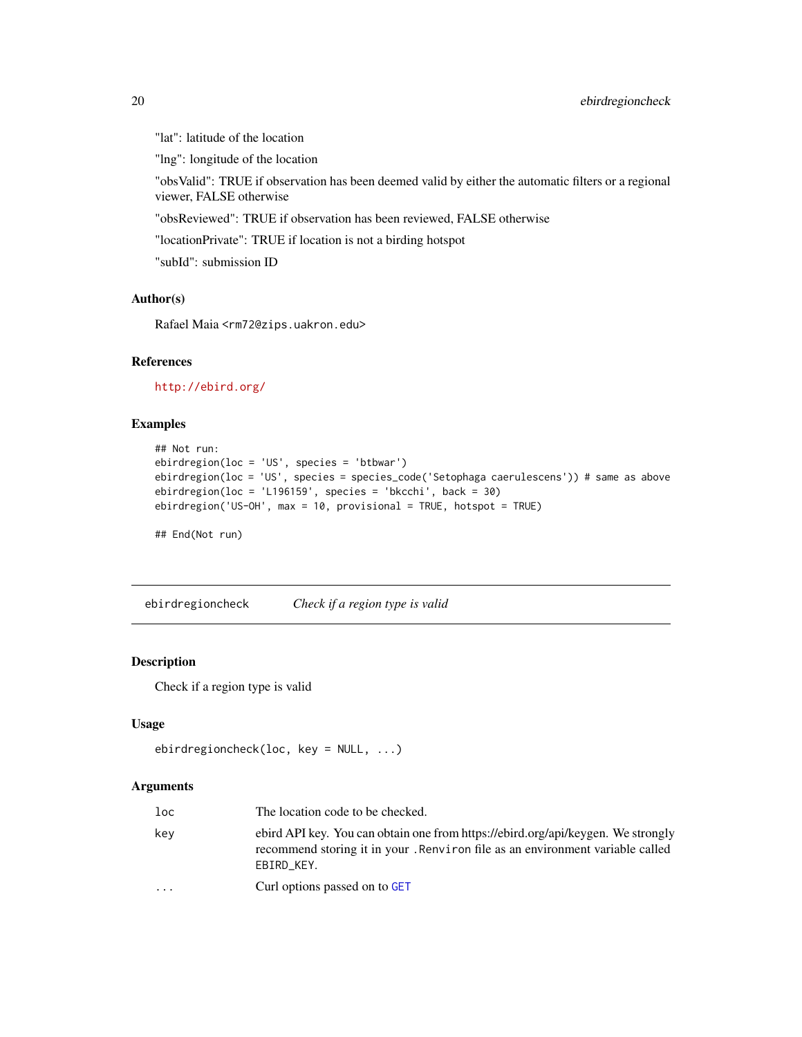"lat": latitude of the location

"lng": longitude of the location

"obsValid": TRUE if observation has been deemed valid by either the automatic filters or a regional viewer, FALSE otherwise

"obsReviewed": TRUE if observation has been reviewed, FALSE otherwise

"locationPrivate": TRUE if location is not a birding hotspot

"subId": submission ID

### Author(s)

Rafael Maia <rm72@zips.uakron.edu>

### References

http://ebird.org/

### Examples

```
## Not run:
ebirdregion(loc = 'US', species = 'btbwar')
ebirdregion(loc = 'US', species = species_code('Setophaga caerulescens')) # same as above
ebirdregion(loc = 'L196159', species = 'bkcchi', back = 30)
ebirdregion('US-OH', max = 10, provisional = TRUE, hotspot = TRUE)

## End(Not run)
```

---

## ebirdregioncheck — *Check if a region type is valid*

### Description

Check if a region type is valid

### Usage

```
ebirdregioncheck(loc, key = NULL, ...)
```

### Arguments

| | |
|---|---|
| `loc` | The location code to be checked. |
| `key` | ebird API key. You can obtain one from https://ebird.org/api/keygen. We strongly recommend storing it in your `.Renviron` file as an environment variable called `EBIRD_KEY`. |
| `...` | Curl options passed on to `GET` |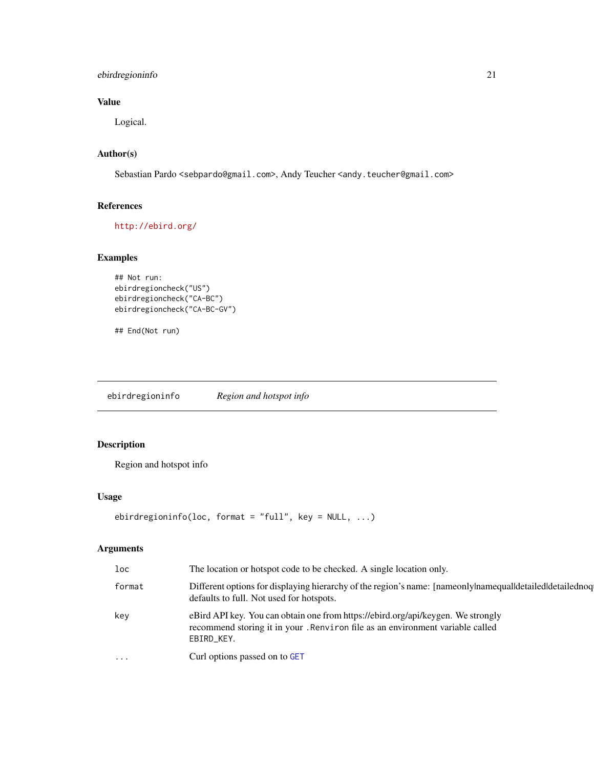## Value

Logical.

## Author(s)

Sebastian Pardo <sebpardo@gmail.com>, Andy Teucher <andy.teucher@gmail.com>

## References

http://ebird.org/

## Examples

```
## Not run:
ebirdregioncheck("US")
ebirdregioncheck("CA-BC")
ebirdregioncheck("CA-BC-GV")

## End(Not run)
```

---

# ebirdregioninfo *Region and hotspot info*

## Description

Region and hotspot info

## Usage

```
ebirdregioninfo(loc, format = "full", key = NULL, ...)
```

## Arguments

| | |
|---|---|
| loc | The location or hotspot code to be checked. A single location only. |
| format | Different options for displaying hierarchy of the region's name: [nameonly\|namequal\|detailed\|detailednoq defaults to full. Not used for hotspots. |
| key | eBird API key. You can obtain one from https://ebird.org/api/keygen. We strongly recommend storing it in your .Renviron file as an environment variable called EBIRD_KEY. |
| ... | Curl options passed on to GET |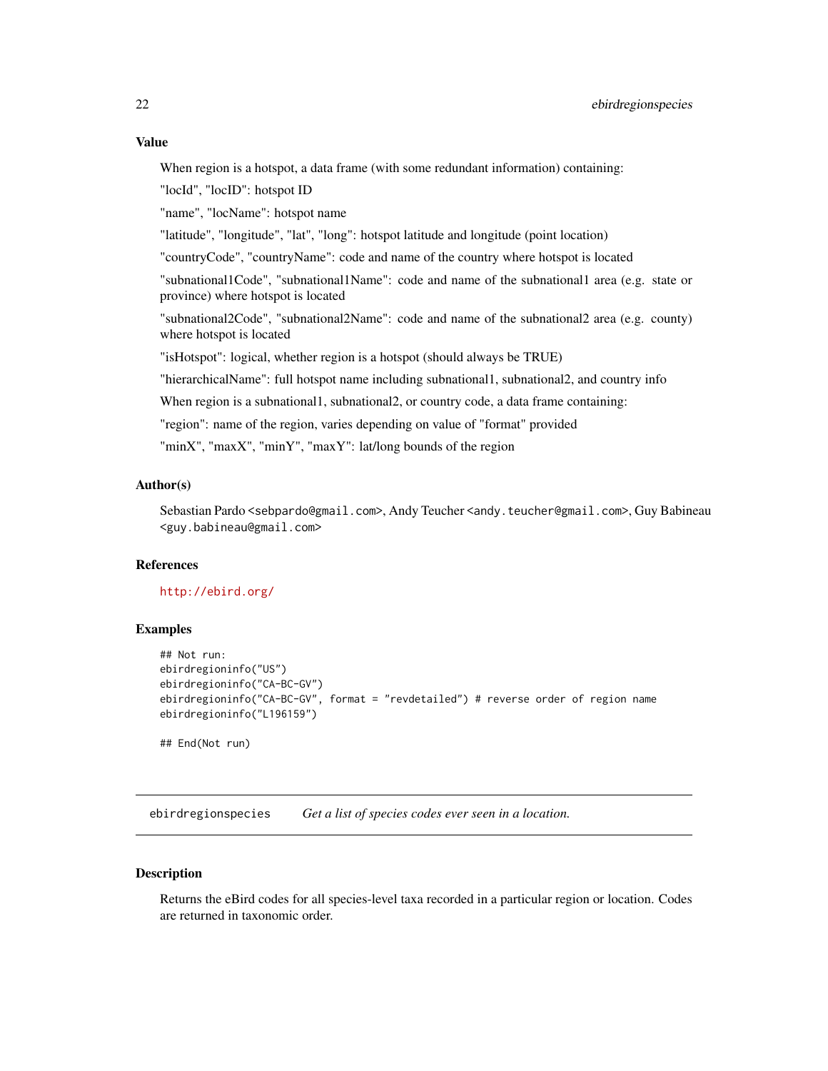### Value

When region is a hotspot, a data frame (with some redundant information) containing:

"locId", "locID": hotspot ID

"name", "locName": hotspot name

"latitude", "longitude", "lat", "long": hotspot latitude and longitude (point location)

"countryCode", "countryName": code and name of the country where hotspot is located

"subnational1Code", "subnational1Name": code and name of the subnational1 area (e.g. state or province) where hotspot is located

"subnational2Code", "subnational2Name": code and name of the subnational2 area (e.g. county) where hotspot is located

"isHotspot": logical, whether region is a hotspot (should always be TRUE)

"hierarchicalName": full hotspot name including subnational1, subnational2, and country info

When region is a subnational1, subnational2, or country code, a data frame containing:

"region": name of the region, varies depending on value of "format" provided

"minX", "maxX", "minY", "maxY": lat/long bounds of the region

### Author(s)

Sebastian Pardo <sebpardo@gmail.com>, Andy Teucher <andy.teucher@gmail.com>, Guy Babineau <guy.babineau@gmail.com>

### References

http://ebird.org/

### Examples

```
## Not run:
ebirdregioninfo("US")
ebirdregioninfo("CA-BC-GV")
ebirdregioninfo("CA-BC-GV", format = "revdetailed") # reverse order of region name
ebirdregioninfo("L196159")

## End(Not run)
```

---

## ebirdregionspecies *Get a list of species codes ever seen in a location.*

### Description

Returns the eBird codes for all species-level taxa recorded in a particular region or location. Codes are returned in taxonomic order.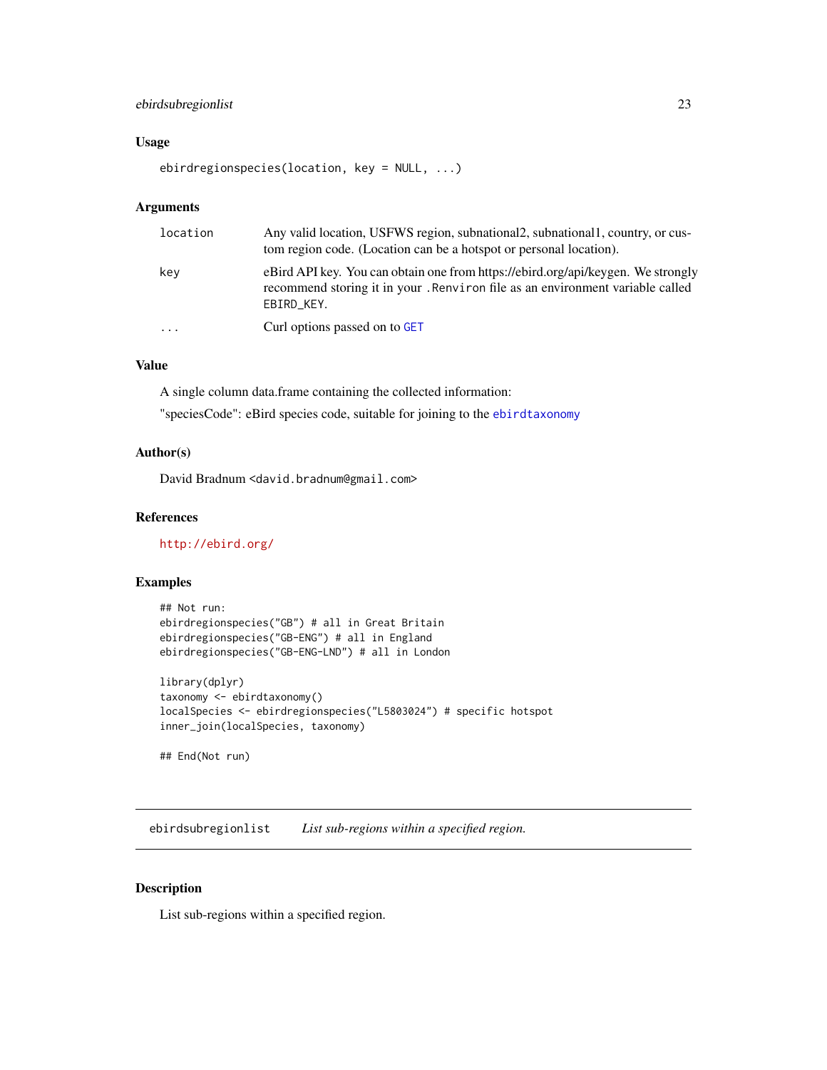### Usage

```
ebirdregionspecies(location, key = NULL, ...)
```

### Arguments

| | |
|---|---|
| location | Any valid location, USFWS region, subnational2, subnational1, country, or custom region code. (Location can be a hotspot or personal location). |
| key | eBird API key. You can obtain one from https://ebird.org/api/keygen. We strongly recommend storing it in your `.Renviron` file as an environment variable called `EBIRD_KEY`. |
| ... | Curl options passed on to `GET` |

### Value

A single column data.frame containing the collected information:

"speciesCode": eBird species code, suitable for joining to the `ebirdtaxonomy`

### Author(s)

David Bradnum <david.bradnum@gmail.com>

### References

http://ebird.org/

### Examples

```
## Not run:
ebirdregionspecies("GB") # all in Great Britain
ebirdregionspecies("GB-ENG") # all in England
ebirdregionspecies("GB-ENG-LND") # all in London

library(dplyr)
taxonomy <- ebirdtaxonomy()
localSpecies <- ebirdregionspecies("L5803024") # specific hotspot
inner_join(localSpecies, taxonomy)

## End(Not run)
```

---

## ebirdsubregionlist *List sub-regions within a specified region.*

### Description

List sub-regions within a specified region.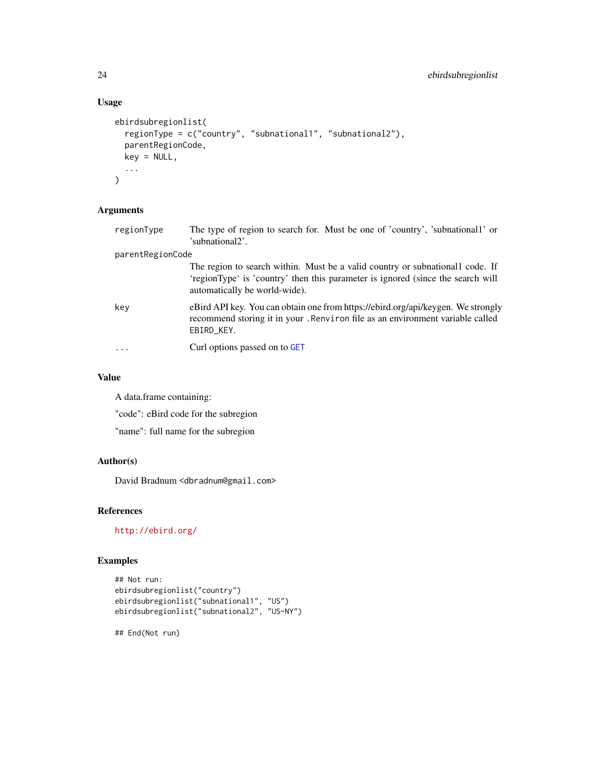### Usage

```
ebirdsubregionlist(
  regionType = c("country", "subnational1", "subnational2"),
  parentRegionCode,
  key = NULL,
  ...
)
```

### Arguments

| | |
|---|---|
| regionType | The type of region to search for. Must be one of 'country', 'subnational1' or 'subnational2'. |
| parentRegionCode | The region to search within. Must be a valid country or subnational1 code. If 'regionType' is 'country' then this parameter is ignored (since the search will automatically be world-wide). |
| key | eBird API key. You can obtain one from https://ebird.org/api/keygen. We strongly recommend storing it in your `.Renviron` file as an environment variable called `EBIRD_KEY`. |
| ... | Curl options passed on to `GET` |

### Value

A data.frame containing:

"code": eBird code for the subregion

"name": full name for the subregion

### Author(s)

David Bradnum <dbradnum@gmail.com>

### References

http://ebird.org/

### Examples

```
## Not run:
ebirdsubregionlist("country")
ebirdsubregionlist("subnational1", "US")
ebirdsubregionlist("subnational2", "US-NY")

## End(Not run)
```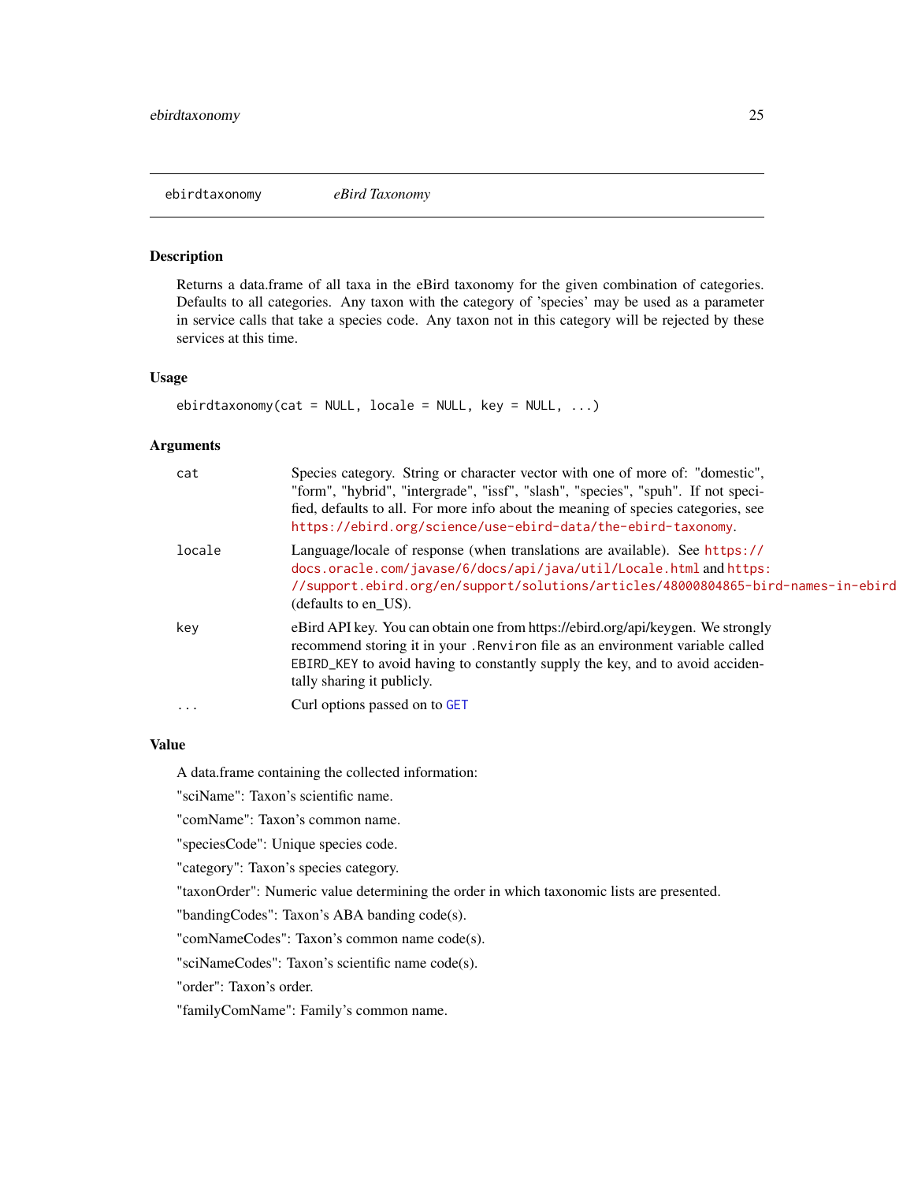## ebirdtaxonomy *eBird Taxonomy*

### Description

Returns a data.frame of all taxa in the eBird taxonomy for the given combination of categories. Defaults to all categories. Any taxon with the category of 'species' may be used as a parameter in service calls that take a species code. Any taxon not in this category will be rejected by these services at this time.

### Usage

```
ebirdtaxonomy(cat = NULL, locale = NULL, key = NULL, ...)
```

### Arguments

| | |
|---|---|
| `cat` | Species category. String or character vector with one of more of: "domestic", "form", "hybrid", "intergrade", "issf", "slash", "species", "spuh". If not specified, defaults to all. For more info about the meaning of species categories, see `https://ebird.org/science/use-ebird-data/the-ebird-taxonomy`. |
| `locale` | Language/locale of response (when translations are available). See `https://docs.oracle.com/javase/6/docs/api/java/util/Locale.html` and `https://support.ebird.org/en/support/solutions/articles/48000804865-bird-names-in-ebird` (defaults to en_US). |
| `key` | eBird API key. You can obtain one from https://ebird.org/api/keygen. We strongly recommend storing it in your `.Renviron` file as an environment variable called `EBIRD_KEY` to avoid having to constantly supply the key, and to avoid accidentally sharing it publicly. |
| `...` | Curl options passed on to `GET` |

### Value

A data.frame containing the collected information:

"sciName": Taxon's scientific name.

"comName": Taxon's common name.

"speciesCode": Unique species code.

"category": Taxon's species category.

"taxonOrder": Numeric value determining the order in which taxonomic lists are presented.

"bandingCodes": Taxon's ABA banding code(s).

"comNameCodes": Taxon's common name code(s).

"sciNameCodes": Taxon's scientific name code(s).

"order": Taxon's order.

"familyComName": Family's common name.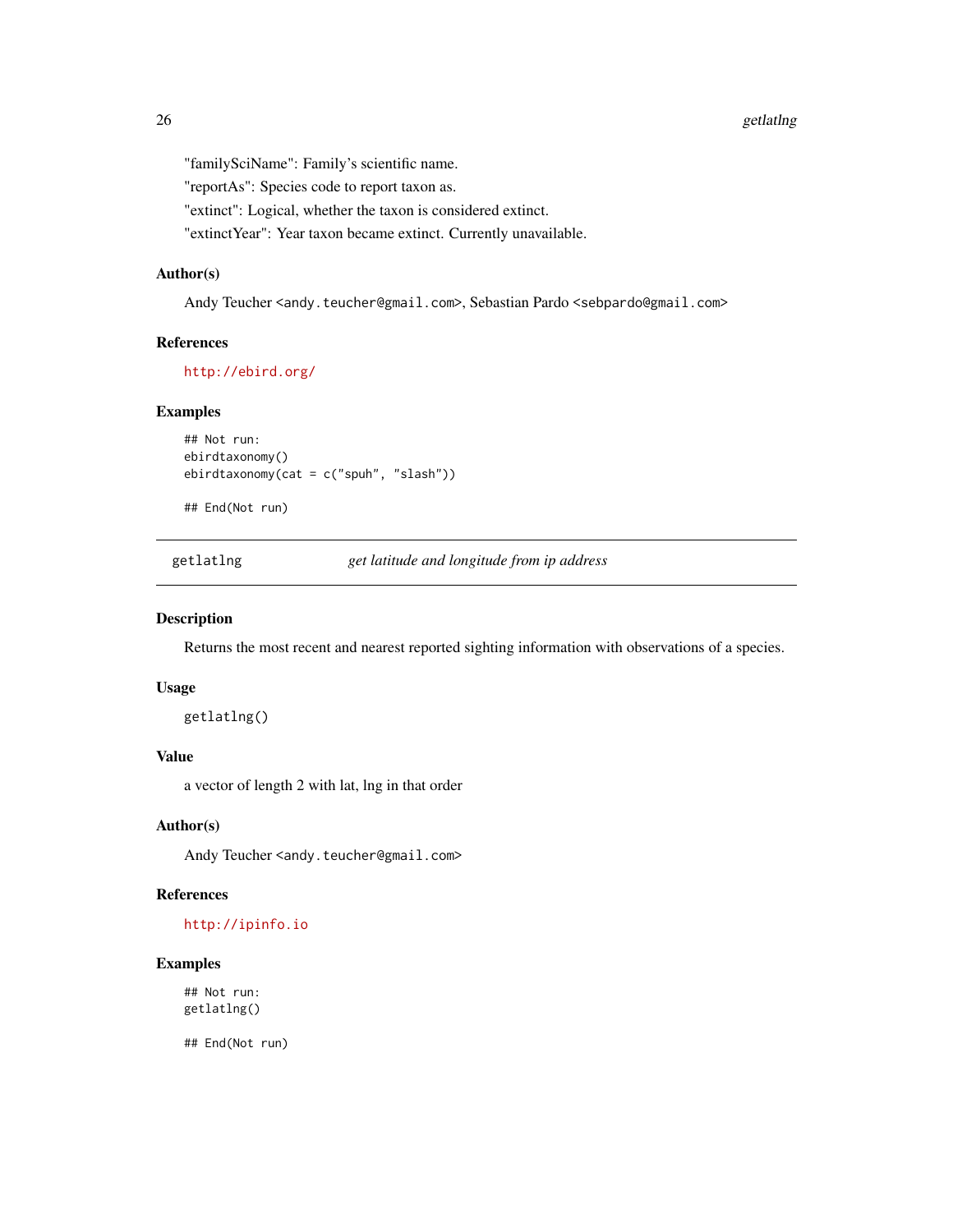"familySciName": Family's scientific name.

"reportAs": Species code to report taxon as.

"extinct": Logical, whether the taxon is considered extinct.

"extinctYear": Year taxon became extinct. Currently unavailable.

### Author(s)

Andy Teucher <andy.teucher@gmail.com>, Sebastian Pardo <sebpardo@gmail.com>

### References

http://ebird.org/

### Examples

```
## Not run:
ebirdtaxonomy()
ebirdtaxonomy(cat = c("spuh", "slash"))

## End(Not run)
```

---

## getlatlng — *get latitude and longitude from ip address*

---

### Description

Returns the most recent and nearest reported sighting information with observations of a species.

### Usage

```
getlatlng()
```

### Value

a vector of length 2 with lat, lng in that order

### Author(s)

Andy Teucher <andy.teucher@gmail.com>

### References

http://ipinfo.io

### Examples

```
## Not run:
getlatlng()

## End(Not run)
```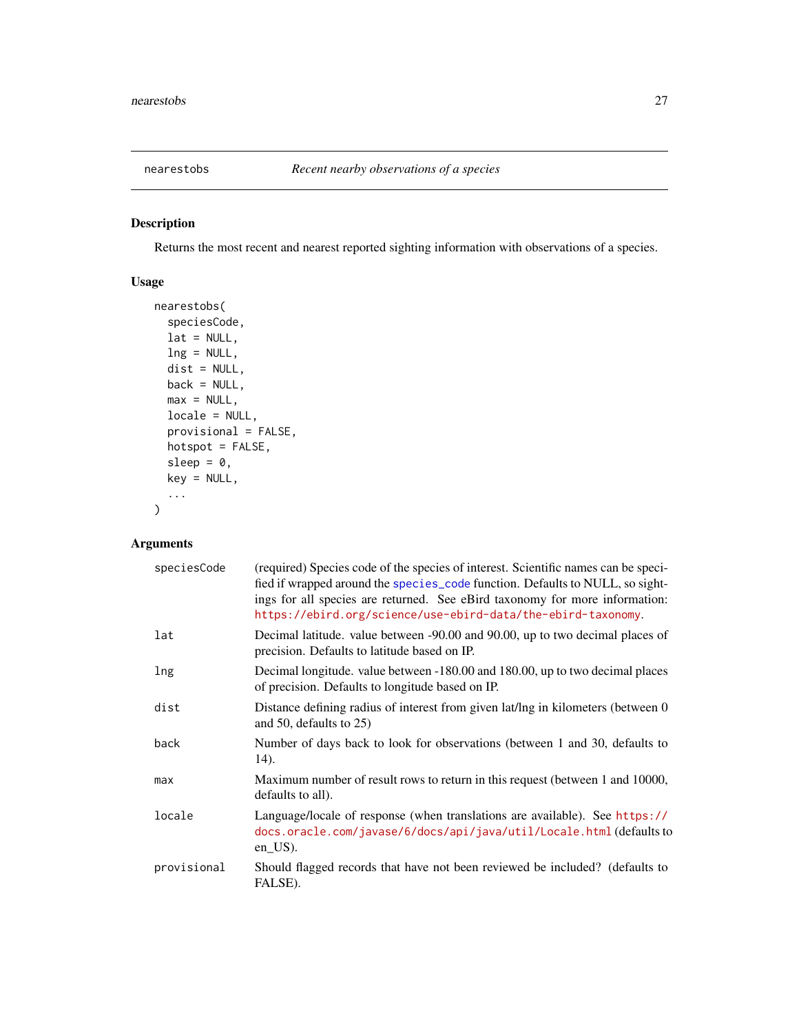# nearestobs — *Recent nearby observations of a species*

## Description

Returns the most recent and nearest reported sighting information with observations of a species.

## Usage

```
nearestobs(
  speciesCode,
  lat = NULL,
  lng = NULL,
  dist = NULL,
  back = NULL,
  max = NULL,
  locale = NULL,
  provisional = FALSE,
  hotspot = FALSE,
  sleep = 0,
  key = NULL,
  ...
)
```

## Arguments

| | |
|---|---|
| `speciesCode` | (required) Species code of the species of interest. Scientific names can be specified if wrapped around the `species_code` function. Defaults to NULL, so sightings for all species are returned. See eBird taxonomy for more information: https://ebird.org/science/use-ebird-data/the-ebird-taxonomy. |
| `lat` | Decimal latitude. value between -90.00 and 90.00, up to two decimal places of precision. Defaults to latitude based on IP. |
| `lng` | Decimal longitude. value between -180.00 and 180.00, up to two decimal places of precision. Defaults to longitude based on IP. |
| `dist` | Distance defining radius of interest from given lat/lng in kilometers (between 0 and 50, defaults to 25) |
| `back` | Number of days back to look for observations (between 1 and 30, defaults to 14). |
| `max` | Maximum number of result rows to return in this request (between 1 and 10000, defaults to all). |
| `locale` | Language/locale of response (when translations are available). See https://docs.oracle.com/javase/6/docs/api/java/util/Locale.html (defaults to en_US). |
| `provisional` | Should flagged records that have not been reviewed be included? (defaults to FALSE). |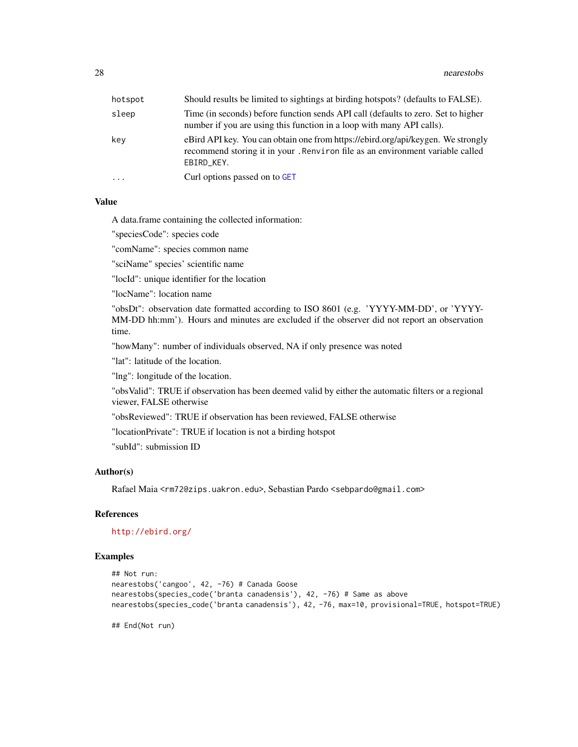| | |
|---|---|
| hotspot | Should results be limited to sightings at birding hotspots? (defaults to FALSE). |
| sleep | Time (in seconds) before function sends API call (defaults to zero. Set to higher number if you are using this function in a loop with many API calls). |
| key | eBird API key. You can obtain one from https://ebird.org/api/keygen. We strongly recommend storing it in your `.Renviron` file as an environment variable called `EBIRD_KEY`. |
| ... | Curl options passed on to GET |

### Value

A data.frame containing the collected information:

"speciesCode": species code

"comName": species common name

"sciName" species' scientific name

"locId": unique identifier for the location

"locName": location name

"obsDt": observation date formatted according to ISO 8601 (e.g. 'YYYY-MM-DD', or 'YYYY-MM-DD hh:mm'). Hours and minutes are excluded if the observer did not report an observation time.

"howMany": number of individuals observed, NA if only presence was noted

"lat": latitude of the location.

"lng": longitude of the location.

"obsValid": TRUE if observation has been deemed valid by either the automatic filters or a regional viewer, FALSE otherwise

"obsReviewed": TRUE if observation has been reviewed, FALSE otherwise

"locationPrivate": TRUE if location is not a birding hotspot

"subId": submission ID

### Author(s)

Rafael Maia <rm72@zips.uakron.edu>, Sebastian Pardo <sebpardo@gmail.com>

### References

http://ebird.org/

### Examples

```
## Not run:
nearestobs('cangoo', 42, -76) # Canada Goose
nearestobs(species_code('branta canadensis'), 42, -76) # Same as above
nearestobs(species_code('branta canadensis'), 42, -76, max=10, provisional=TRUE, hotspot=TRUE)

## End(Not run)
```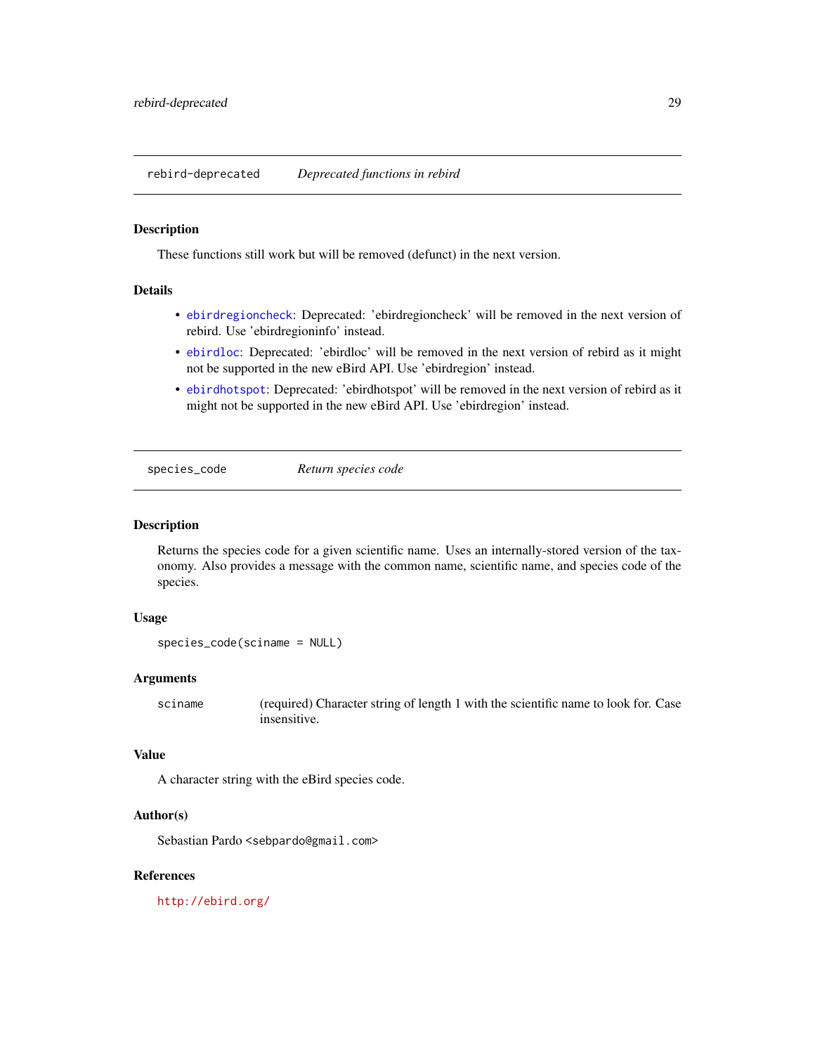## rebird-deprecated — *Deprecated functions in rebird*

### Description

These functions still work but will be removed (defunct) in the next version.

### Details

- `ebirdregioncheck`: Deprecated: 'ebirdregioncheck' will be removed in the next version of rebird. Use 'ebirdregioninfo' instead.
- `ebirdloc`: Deprecated: 'ebirdloc' will be removed in the next version of rebird as it might not be supported in the new eBird API. Use 'ebirdregion' instead.
- `ebirdhotspot`: Deprecated: 'ebirdhotspot' will be removed in the next version of rebird as it might not be supported in the new eBird API. Use 'ebirdregion' instead.

## species_code — *Return species code*

### Description

Returns the species code for a given scientific name. Uses an internally-stored version of the taxonomy. Also provides a message with the common name, scientific name, and species code of the species.

### Usage

```
species_code(sciname = NULL)
```

### Arguments

| | |
|---|---|
| `sciname` | (required) Character string of length 1 with the scientific name to look for. Case insensitive. |

### Value

A character string with the eBird species code.

### Author(s)

Sebastian Pardo <sebpardo@gmail.com>

### References

http://ebird.org/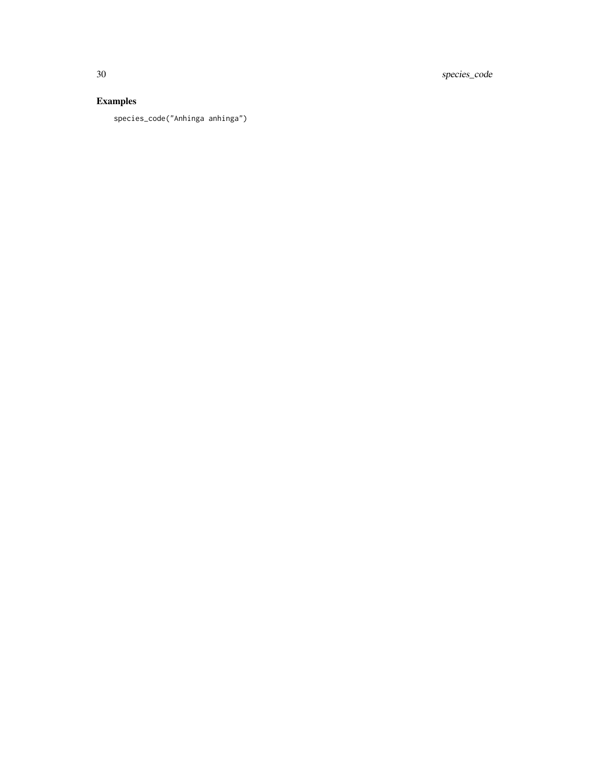## Examples

```
species_code("Anhinga anhinga")
```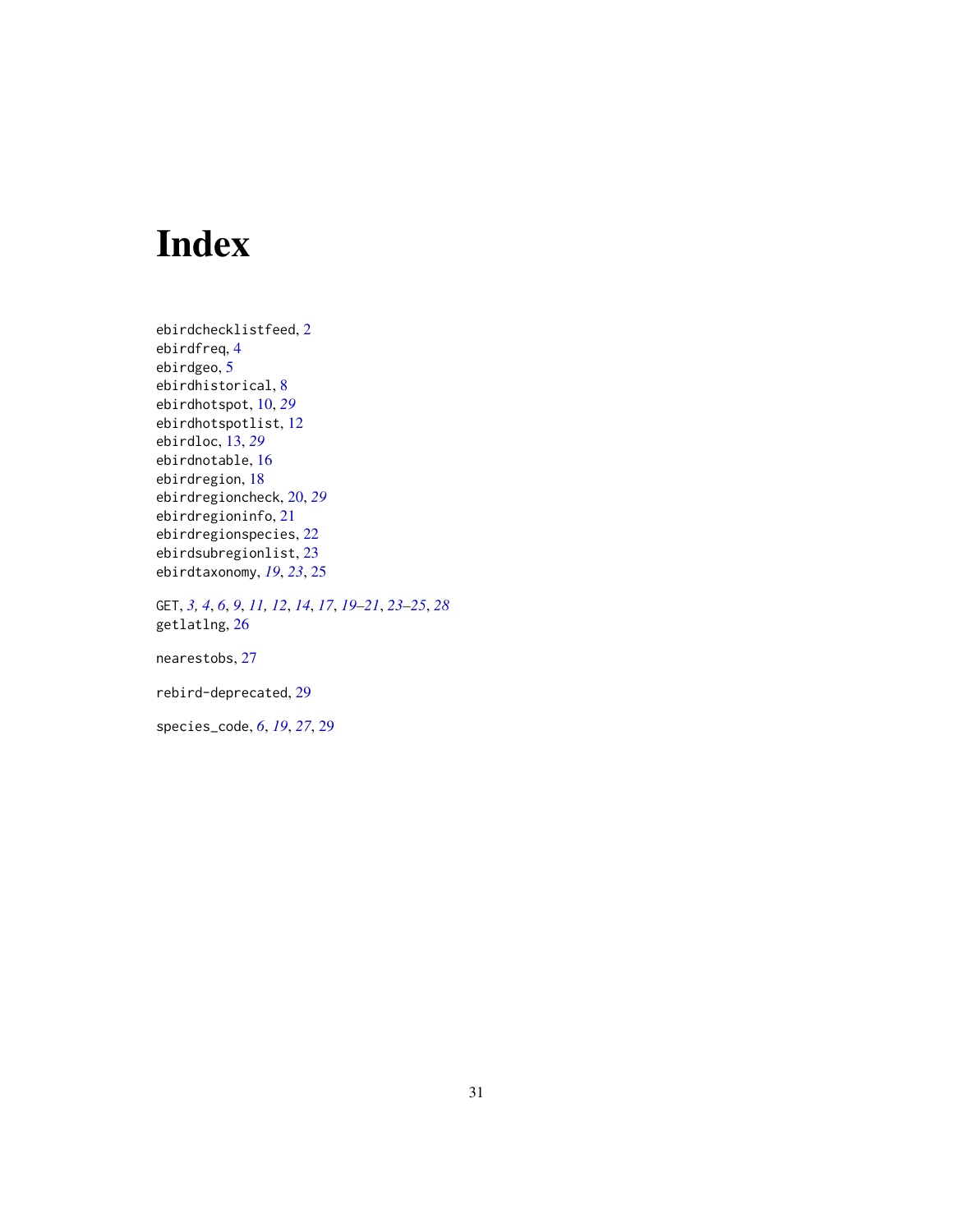# Index

ebirdchecklistfeed, 2
ebirdfreq, 4
ebirdgeo, 5
ebirdhistorical, 8
ebirdhotspot, 10, *29*
ebirdhotspotlist, 12
ebirdloc, 13, *29*
ebirdnotable, 16
ebirdregion, 18
ebirdregioncheck, 20, *29*
ebirdregioninfo, 21
ebirdregionspecies, 22
ebirdsubregionlist, 23
ebirdtaxonomy, *19*, *23*, 25

GET, *3, 4*, *6*, *9*, *11, 12*, *14*, *17*, *19–21*, *23–25*, *28*
getlatlng, 26

nearestobs, 27

rebird-deprecated, 29

species_code, *6*, *19*, *27*, 29